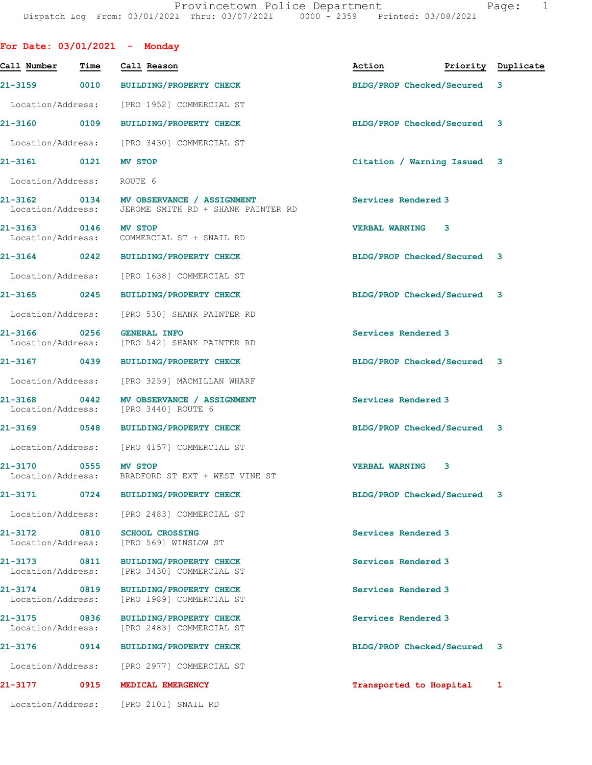Provincetown Police Department
Dispatch Log From: 03/01/2021 Thru: 03/07/2021 0000 - 2359 Printed: 03/08/2021

## For Date: 03/01/2021 - Monday

| Call Number | Time | Call Reason | Action | Priority | Duplicate |
|---|---|---|---|---|---|
| 21-3159 | 0010 | BUILDING/PROPERTY CHECK | BLDG/PROP Checked/Secured | 3 | |
| Location/Address: | | [PRO 1952] COMMERCIAL ST | | | |
| 21-3160 | 0109 | BUILDING/PROPERTY CHECK | BLDG/PROP Checked/Secured | 3 | |
| Location/Address: | | [PRO 3430] COMMERCIAL ST | | | |
| 21-3161 | 0121 | MV STOP | Citation / Warning Issued | 3 | |
| Location/Address: | | ROUTE 6 | | | |
| 21-3162 | 0134 | MV OBSERVANCE / ASSIGNMENT | Services Rendered | 3 | |
| Location/Address: | | JEROME SMITH RD + SHANK PAINTER RD | | | |
| 21-3163 | 0146 | MV STOP | VERBAL WARNING | 3 | |
| Location/Address: | | COMMERCIAL ST + SNAIL RD | | | |
| 21-3164 | 0242 | BUILDING/PROPERTY CHECK | BLDG/PROP Checked/Secured | 3 | |
| Location/Address: | | [PRO 1638] COMMERCIAL ST | | | |
| 21-3165 | 0245 | BUILDING/PROPERTY CHECK | BLDG/PROP Checked/Secured | 3 | |
| Location/Address: | | [PRO 530] SHANK PAINTER RD | | | |
| 21-3166 | 0256 | GENERAL INFO | Services Rendered | 3 | |
| Location/Address: | | [PRO 542] SHANK PAINTER RD | | | |
| 21-3167 | 0439 | BUILDING/PROPERTY CHECK | BLDG/PROP Checked/Secured | 3 | |
| Location/Address: | | [PRO 3259] MACMILLAN WHARF | | | |
| 21-3168 | 0442 | MV OBSERVANCE / ASSIGNMENT | Services Rendered | 3 | |
| Location/Address: | | [PRO 3440] ROUTE 6 | | | |
| 21-3169 | 0548 | BUILDING/PROPERTY CHECK | BLDG/PROP Checked/Secured | 3 | |
| Location/Address: | | [PRO 4157] COMMERCIAL ST | | | |
| 21-3170 | 0555 | MV STOP | VERBAL WARNING | 3 | |
| Location/Address: | | BRADFORD ST EXT + WEST VINE ST | | | |
| 21-3171 | 0724 | BUILDING/PROPERTY CHECK | BLDG/PROP Checked/Secured | 3 | |
| Location/Address: | | [PRO 2483] COMMERCIAL ST | | | |
| 21-3172 | 0810 | SCHOOL CROSSING | Services Rendered | 3 | |
| Location/Address: | | [PRO 569] WINSLOW ST | | | |
| 21-3173 | 0811 | BUILDING/PROPERTY CHECK | Services Rendered | 3 | |
| Location/Address: | | [PRO 3430] COMMERCIAL ST | | | |
| 21-3174 | 0819 | BUILDING/PROPERTY CHECK | Services Rendered | 3 | |
| Location/Address: | | [PRO 1989] COMMERCIAL ST | | | |
| 21-3175 | 0836 | BUILDING/PROPERTY CHECK | Services Rendered | 3 | |
| Location/Address: | | [PRO 2483] COMMERCIAL ST | | | |
| 21-3176 | 0914 | BUILDING/PROPERTY CHECK | BLDG/PROP Checked/Secured | 3 | |
| Location/Address: | | [PRO 2977] COMMERCIAL ST | | | |
| 21-3177 | 0915 | MEDICAL EMERGENCY | Transported to Hospital | 1 | |
| Location/Address: | | [PRO 2101] SNAIL RD | | | |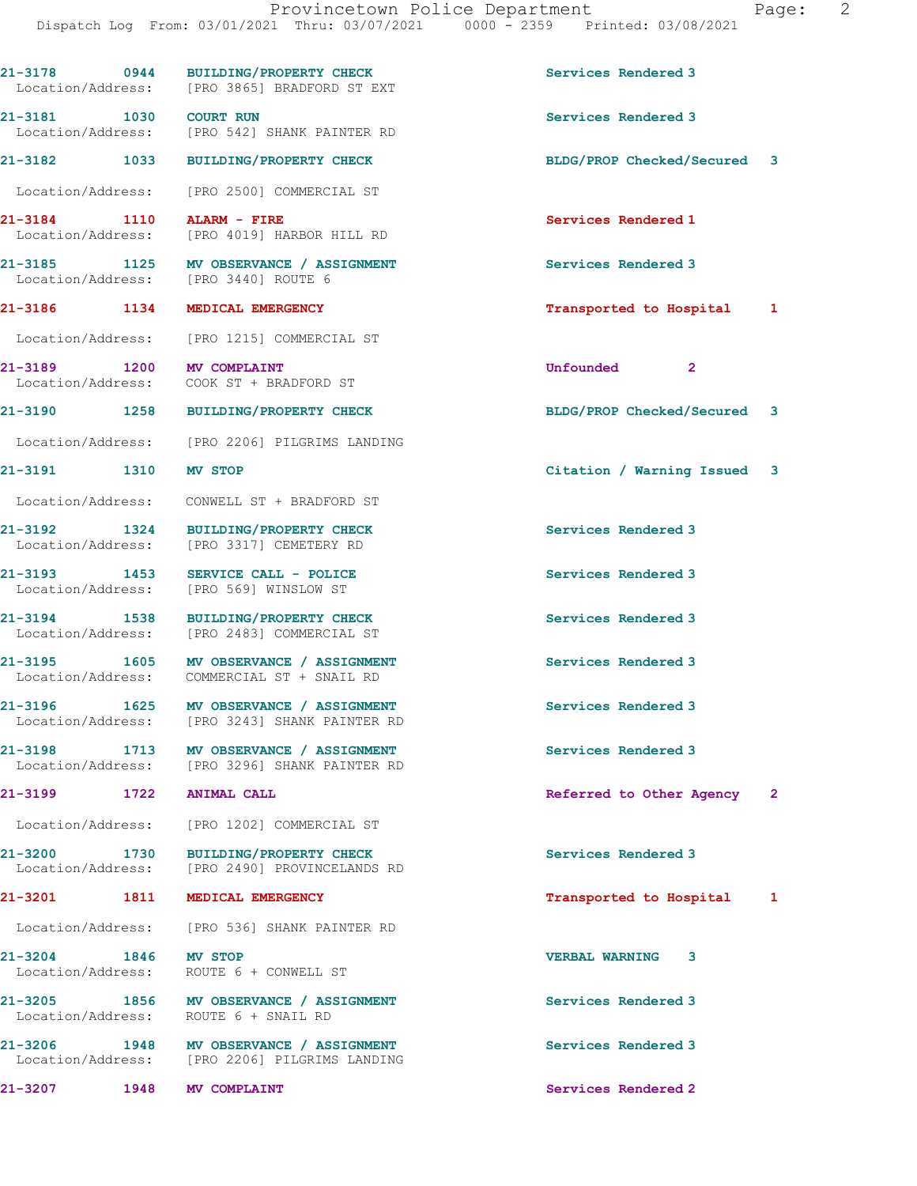21-3178 0944 BUILDING/PROPERTY CHECK Services Rendered 3
Location/Address: [PRO 3865] BRADFORD ST EXT

21-3181 1030 COURT RUN Services Rendered 3
Location/Address: [PRO 542] SHANK PAINTER RD

21-3182 1033 BUILDING/PROPERTY CHECK BLDG/PROP Checked/Secured 3
Location/Address: [PRO 2500] COMMERCIAL ST

21-3184 1110 ALARM - FIRE Services Rendered 1
Location/Address: [PRO 4019] HARBOR HILL RD

21-3185 1125 MV OBSERVANCE / ASSIGNMENT Services Rendered 3
Location/Address: [PRO 3440] ROUTE 6

21-3186 1134 MEDICAL EMERGENCY Transported to Hospital 1
Location/Address: [PRO 1215] COMMERCIAL ST

21-3189 1200 MV COMPLAINT Unfounded 2
Location/Address: COOK ST + BRADFORD ST

21-3190 1258 BUILDING/PROPERTY CHECK BLDG/PROP Checked/Secured 3
Location/Address: [PRO 2206] PILGRIMS LANDING

21-3191 1310 MV STOP Citation / Warning Issued 3
Location/Address: CONWELL ST + BRADFORD ST

21-3192 1324 BUILDING/PROPERTY CHECK Services Rendered 3
Location/Address: [PRO 3317] CEMETERY RD

21-3193 1453 SERVICE CALL - POLICE Services Rendered 3
Location/Address: [PRO 569] WINSLOW ST

21-3194 1538 BUILDING/PROPERTY CHECK Services Rendered 3
Location/Address: [PRO 2483] COMMERCIAL ST

21-3195 1605 MV OBSERVANCE / ASSIGNMENT Services Rendered 3
Location/Address: COMMERCIAL ST + SNAIL RD

21-3196 1625 MV OBSERVANCE / ASSIGNMENT Services Rendered 3
Location/Address: [PRO 3243] SHANK PAINTER RD

21-3198 1713 MV OBSERVANCE / ASSIGNMENT Services Rendered 3
Location/Address: [PRO 3296] SHANK PAINTER RD

21-3199 1722 ANIMAL CALL Referred to Other Agency 2
Location/Address: [PRO 1202] COMMERCIAL ST

21-3200 1730 BUILDING/PROPERTY CHECK Services Rendered 3
Location/Address: [PRO 2490] PROVINCELANDS RD

21-3201 1811 MEDICAL EMERGENCY Transported to Hospital 1
Location/Address: [PRO 536] SHANK PAINTER RD

21-3204 1846 MV STOP VERBAL WARNING 3
Location/Address: ROUTE 6 + CONWELL ST

21-3205 1856 MV OBSERVANCE / ASSIGNMENT Services Rendered 3
Location/Address: ROUTE 6 + SNAIL RD

21-3206 1948 MV OBSERVANCE / ASSIGNMENT Services Rendered 3
Location/Address: [PRO 2206] PILGRIMS LANDING

21-3207 1948 MV COMPLAINT Services Rendered 2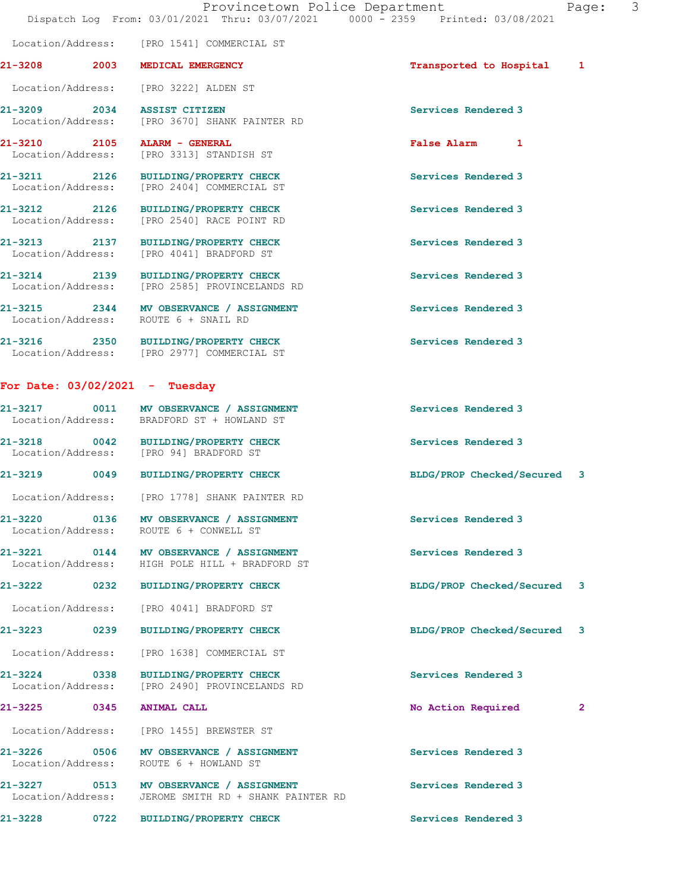Location/Address: [PRO 1541] COMMERCIAL ST

**21-3208 2003 MEDICAL EMERGENCY** Transported to Hospital 1

Location/Address: [PRO 3222] ALDEN ST

**21-3209 2034 ASSIST CITIZEN** Services Rendered 3
Location/Address: [PRO 3670] SHANK PAINTER RD

**21-3210 2105 ALARM - GENERAL** False Alarm 1
Location/Address: [PRO 3313] STANDISH ST

**21-3211 2126 BUILDING/PROPERTY CHECK** Services Rendered 3
Location/Address: [PRO 2404] COMMERCIAL ST

**21-3212 2126 BUILDING/PROPERTY CHECK** Services Rendered 3
Location/Address: [PRO 2540] RACE POINT RD

**21-3213 2137 BUILDING/PROPERTY CHECK** Services Rendered 3
Location/Address: [PRO 4041] BRADFORD ST

**21-3214 2139 BUILDING/PROPERTY CHECK** Services Rendered 3
Location/Address: [PRO 2585] PROVINCELANDS RD

**21-3215 2344 MV OBSERVANCE / ASSIGNMENT** Services Rendered 3
Location/Address: ROUTE 6 + SNAIL RD

**21-3216 2350 BUILDING/PROPERTY CHECK** Services Rendered 3
Location/Address: [PRO 2977] COMMERCIAL ST

## For Date: 03/02/2021 - Tuesday

**21-3217 0011 MV OBSERVANCE / ASSIGNMENT** Services Rendered 3
Location/Address: BRADFORD ST + HOWLAND ST

**21-3218 0042 BUILDING/PROPERTY CHECK** Services Rendered 3
Location/Address: [PRO 94] BRADFORD ST

**21-3219 0049 BUILDING/PROPERTY CHECK** BLDG/PROP Checked/Secured 3

Location/Address: [PRO 1778] SHANK PAINTER RD

**21-3220 0136 MV OBSERVANCE / ASSIGNMENT** Services Rendered 3
Location/Address: ROUTE 6 + CONWELL ST

**21-3221 0144 MV OBSERVANCE / ASSIGNMENT** Services Rendered 3
Location/Address: HIGH POLE HILL + BRADFORD ST

**21-3222 0232 BUILDING/PROPERTY CHECK** BLDG/PROP Checked/Secured 3

Location/Address: [PRO 4041] BRADFORD ST

**21-3223 0239 BUILDING/PROPERTY CHECK** BLDG/PROP Checked/Secured 3

Location/Address: [PRO 1638] COMMERCIAL ST

**21-3224 0338 BUILDING/PROPERTY CHECK** Services Rendered 3
Location/Address: [PRO 2490] PROVINCELANDS RD

**21-3225 0345 ANIMAL CALL** No Action Required 2

Location/Address: [PRO 1455] BREWSTER ST

**21-3226 0506 MV OBSERVANCE / ASSIGNMENT** Services Rendered 3
Location/Address: ROUTE 6 + HOWLAND ST

**21-3227 0513 MV OBSERVANCE / ASSIGNMENT** Services Rendered 3
Location/Address: JEROME SMITH RD + SHANK PAINTER RD

**21-3228 0722 BUILDING/PROPERTY CHECK** Services Rendered 3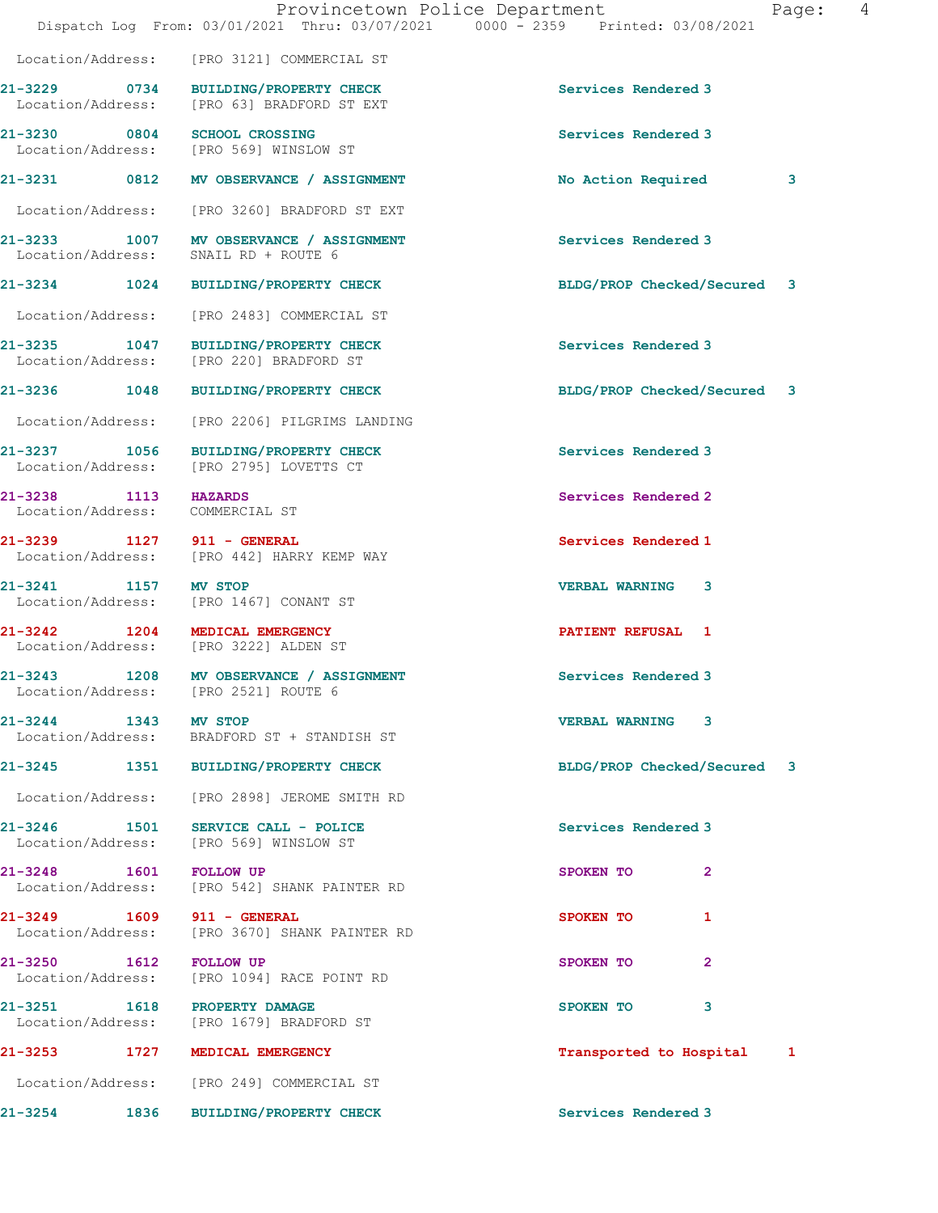Location/Address: [PRO 3121] COMMERCIAL ST

| Call Number | Time | Call Reason | Action | Priority |
|---|---|---|---|---|
| 21-3229 | 0734 | BUILDING/PROPERTY CHECK | Services Rendered | 3 |

Location/Address: [PRO 63] BRADFORD ST EXT

| Call Number | Time | Call Reason | Action | Priority |
|---|---|---|---|---|
| 21-3230 | 0804 | SCHOOL CROSSING | Services Rendered | 3 |

Location/Address: [PRO 569] WINSLOW ST

| Call Number | Time | Call Reason | Action | Priority |
|---|---|---|---|---|
| 21-3231 | 0812 | MV OBSERVANCE / ASSIGNMENT | No Action Required | 3 |

Location/Address: [PRO 3260] BRADFORD ST EXT

| Call Number | Time | Call Reason | Action | Priority |
|---|---|---|---|---|
| 21-3233 | 1007 | MV OBSERVANCE / ASSIGNMENT | Services Rendered | 3 |

Location/Address: SNAIL RD + ROUTE 6

| Call Number | Time | Call Reason | Action | Priority |
|---|---|---|---|---|
| 21-3234 | 1024 | BUILDING/PROPERTY CHECK | BLDG/PROP Checked/Secured | 3 |

Location/Address: [PRO 2483] COMMERCIAL ST

| Call Number | Time | Call Reason | Action | Priority |
|---|---|---|---|---|
| 21-3235 | 1047 | BUILDING/PROPERTY CHECK | Services Rendered | 3 |

Location/Address: [PRO 220] BRADFORD ST

| Call Number | Time | Call Reason | Action | Priority |
|---|---|---|---|---|
| 21-3236 | 1048 | BUILDING/PROPERTY CHECK | BLDG/PROP Checked/Secured | 3 |

Location/Address: [PRO 2206] PILGRIMS LANDING

| Call Number | Time | Call Reason | Action | Priority |
|---|---|---|---|---|
| 21-3237 | 1056 | BUILDING/PROPERTY CHECK | Services Rendered | 3 |

Location/Address: [PRO 2795] LOVETTS CT

| Call Number | Time | Call Reason | Action | Priority |
|---|---|---|---|---|
| 21-3238 | 1113 | HAZARDS | Services Rendered | 2 |

Location/Address: COMMERCIAL ST

| Call Number | Time | Call Reason | Action | Priority |
|---|---|---|---|---|
| 21-3239 | 1127 | 911 - GENERAL | Services Rendered | 1 |

Location/Address: [PRO 442] HARRY KEMP WAY

| Call Number | Time | Call Reason | Action | Priority |
|---|---|---|---|---|
| 21-3241 | 1157 | MV STOP | VERBAL WARNING | 3 |

Location/Address: [PRO 1467] CONANT ST

| Call Number | Time | Call Reason | Action | Priority |
|---|---|---|---|---|
| 21-3242 | 1204 | MEDICAL EMERGENCY | PATIENT REFUSAL | 1 |

Location/Address: [PRO 3222] ALDEN ST

| Call Number | Time | Call Reason | Action | Priority |
|---|---|---|---|---|
| 21-3243 | 1208 | MV OBSERVANCE / ASSIGNMENT | Services Rendered | 3 |

Location/Address: [PRO 2521] ROUTE 6

| Call Number | Time | Call Reason | Action | Priority |
|---|---|---|---|---|
| 21-3244 | 1343 | MV STOP | VERBAL WARNING | 3 |

Location/Address: BRADFORD ST + STANDISH ST

| Call Number | Time | Call Reason | Action | Priority |
|---|---|---|---|---|
| 21-3245 | 1351 | BUILDING/PROPERTY CHECK | BLDG/PROP Checked/Secured | 3 |

Location/Address: [PRO 2898] JEROME SMITH RD

| Call Number | Time | Call Reason | Action | Priority |
|---|---|---|---|---|
| 21-3246 | 1501 | SERVICE CALL - POLICE | Services Rendered | 3 |

Location/Address: [PRO 569] WINSLOW ST

| Call Number | Time | Call Reason | Action | Priority |
|---|---|---|---|---|
| 21-3248 | 1601 | FOLLOW UP | SPOKEN TO | 2 |

Location/Address: [PRO 542] SHANK PAINTER RD

| Call Number | Time | Call Reason | Action | Priority |
|---|---|---|---|---|
| 21-3249 | 1609 | 911 - GENERAL | SPOKEN TO | 1 |

Location/Address: [PRO 3670] SHANK PAINTER RD

| Call Number | Time | Call Reason | Action | Priority |
|---|---|---|---|---|
| 21-3250 | 1612 | FOLLOW UP | SPOKEN TO | 2 |

Location/Address: [PRO 1094] RACE POINT RD

| Call Number | Time | Call Reason | Action | Priority |
|---|---|---|---|---|
| 21-3251 | 1618 | PROPERTY DAMAGE | SPOKEN TO | 3 |

Location/Address: [PRO 1679] BRADFORD ST

| Call Number | Time | Call Reason | Action | Priority |
|---|---|---|---|---|
| 21-3253 | 1727 | MEDICAL EMERGENCY | Transported to Hospital | 1 |

Location/Address: [PRO 249] COMMERCIAL ST

| Call Number | Time | Call Reason | Action | Priority |
|---|---|---|---|---|
| 21-3254 | 1836 | BUILDING/PROPERTY CHECK | Services Rendered | 3 |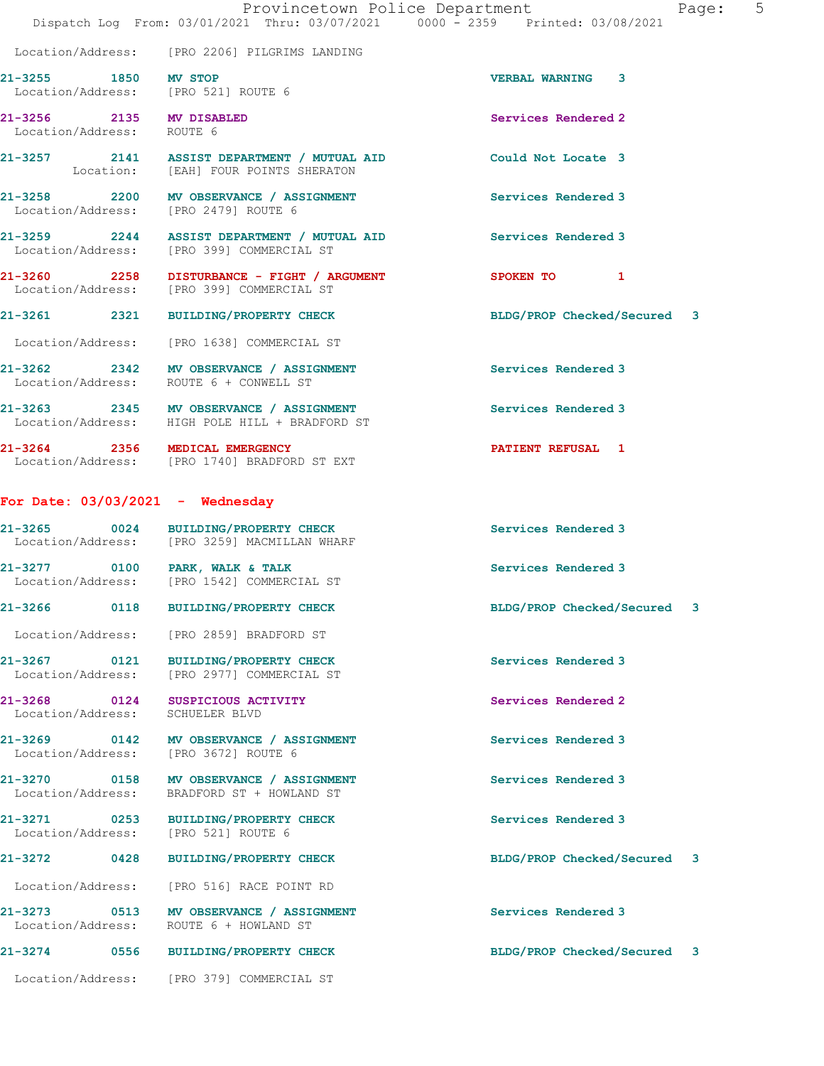Location/Address: [PRO 2206] PILGRIMS LANDING

**21-3255** 1850 **MV STOP** VERBAL WARNING 3
Location/Address: [PRO 521] ROUTE 6

**21-3256** 2135 **MV DISABLED** Services Rendered 2
Location/Address: ROUTE 6

**21-3257** 2141 **ASSIST DEPARTMENT / MUTUAL AID** Could Not Locate 3
Location: [EAH] FOUR POINTS SHERATON

**21-3258** 2200 **MV OBSERVANCE / ASSIGNMENT** Services Rendered 3
Location/Address: [PRO 2479] ROUTE 6

**21-3259** 2244 **ASSIST DEPARTMENT / MUTUAL AID** Services Rendered 3
Location/Address: [PRO 399] COMMERCIAL ST

**21-3260** 2258 **DISTURBANCE - FIGHT / ARGUMENT** SPOKEN TO 1
Location/Address: [PRO 399] COMMERCIAL ST

**21-3261** 2321 **BUILDING/PROPERTY CHECK** BLDG/PROP Checked/Secured 3
Location/Address: [PRO 1638] COMMERCIAL ST

**21-3262** 2342 **MV OBSERVANCE / ASSIGNMENT** Services Rendered 3
Location/Address: ROUTE 6 + CONWELL ST

**21-3263** 2345 **MV OBSERVANCE / ASSIGNMENT** Services Rendered 3
Location/Address: HIGH POLE HILL + BRADFORD ST

**21-3264** 2356 **MEDICAL EMERGENCY** PATIENT REFUSAL 1
Location/Address: [PRO 1740] BRADFORD ST EXT

## For Date: 03/03/2021 - Wednesday

**21-3265** 0024 **BUILDING/PROPERTY CHECK** Services Rendered 3
Location/Address: [PRO 3259] MACMILLAN WHARF

**21-3277** 0100 **PARK, WALK & TALK** Services Rendered 3
Location/Address: [PRO 1542] COMMERCIAL ST

**21-3266** 0118 **BUILDING/PROPERTY CHECK** BLDG/PROP Checked/Secured 3
Location/Address: [PRO 2859] BRADFORD ST

**21-3267** 0121 **BUILDING/PROPERTY CHECK** Services Rendered 3
Location/Address: [PRO 2977] COMMERCIAL ST

**21-3268** 0124 **SUSPICIOUS ACTIVITY** Services Rendered 2
Location/Address: SCHUELER BLVD

**21-3269** 0142 **MV OBSERVANCE / ASSIGNMENT** Services Rendered 3
Location/Address: [PRO 3672] ROUTE 6

**21-3270** 0158 **MV OBSERVANCE / ASSIGNMENT** Services Rendered 3
Location/Address: BRADFORD ST + HOWLAND ST

**21-3271** 0253 **BUILDING/PROPERTY CHECK** Services Rendered 3
Location/Address: [PRO 521] ROUTE 6

**21-3272** 0428 **BUILDING/PROPERTY CHECK** BLDG/PROP Checked/Secured 3
Location/Address: [PRO 516] RACE POINT RD

**21-3273** 0513 **MV OBSERVANCE / ASSIGNMENT** Services Rendered 3
Location/Address: ROUTE 6 + HOWLAND ST

**21-3274** 0556 **BUILDING/PROPERTY CHECK** BLDG/PROP Checked/Secured 3
Location/Address: [PRO 379] COMMERCIAL ST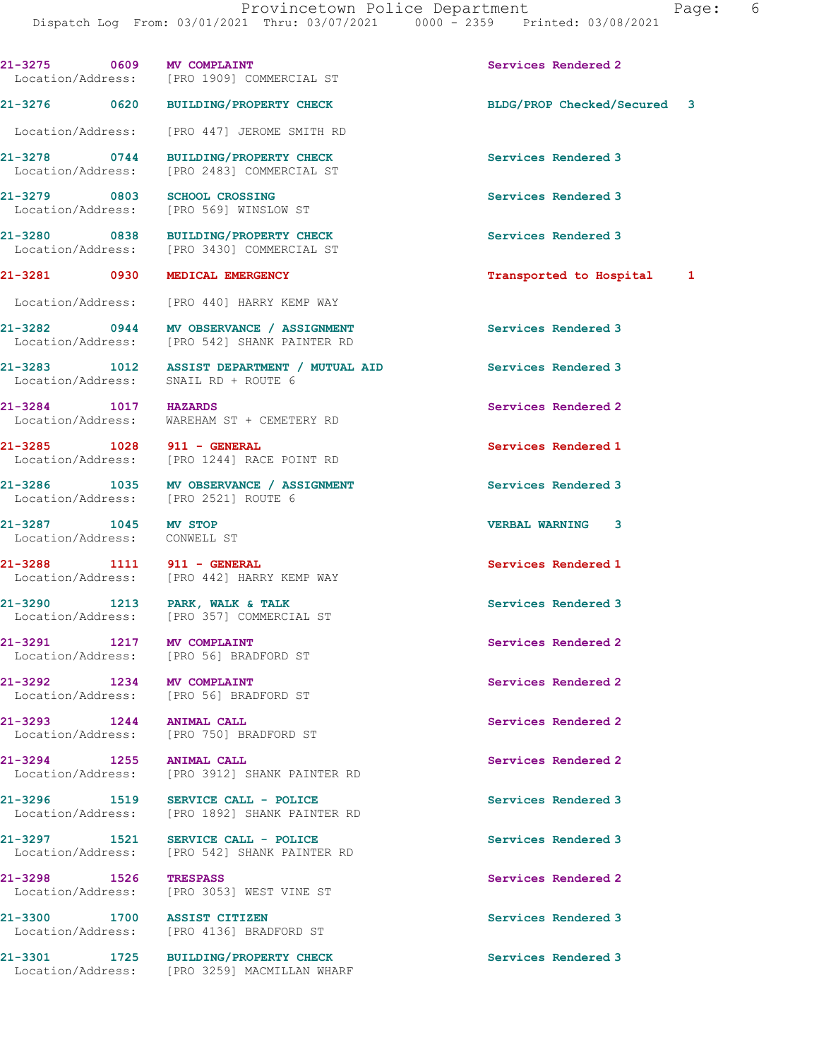21-3275 0609 MV COMPLAINT Services Rendered 2
Location/Address: [PRO 1909] COMMERCIAL ST

21-3276 0620 BUILDING/PROPERTY CHECK BLDG/PROP Checked/Secured 3
Location/Address: [PRO 447] JEROME SMITH RD

21-3278 0744 BUILDING/PROPERTY CHECK Services Rendered 3
Location/Address: [PRO 2483] COMMERCIAL ST

21-3279 0803 SCHOOL CROSSING Services Rendered 3
Location/Address: [PRO 569] WINSLOW ST

21-3280 0838 BUILDING/PROPERTY CHECK Services Rendered 3
Location/Address: [PRO 3430] COMMERCIAL ST

21-3281 0930 MEDICAL EMERGENCY Transported to Hospital 1
Location/Address: [PRO 440] HARRY KEMP WAY

21-3282 0944 MV OBSERVANCE / ASSIGNMENT Services Rendered 3
Location/Address: [PRO 542] SHANK PAINTER RD

21-3283 1012 ASSIST DEPARTMENT / MUTUAL AID Services Rendered 3
Location/Address: SNAIL RD + ROUTE 6

21-3284 1017 HAZARDS Services Rendered 2
Location/Address: WAREHAM ST + CEMETERY RD

21-3285 1028 911 - GENERAL Services Rendered 1
Location/Address: [PRO 1244] RACE POINT RD

21-3286 1035 MV OBSERVANCE / ASSIGNMENT Services Rendered 3
Location/Address: [PRO 2521] ROUTE 6

21-3287 1045 MV STOP VERBAL WARNING 3
Location/Address: CONWELL ST

21-3288 1111 911 - GENERAL Services Rendered 1
Location/Address: [PRO 442] HARRY KEMP WAY

21-3290 1213 PARK, WALK & TALK Services Rendered 3
Location/Address: [PRO 357] COMMERCIAL ST

21-3291 1217 MV COMPLAINT Services Rendered 2
Location/Address: [PRO 56] BRADFORD ST

21-3292 1234 MV COMPLAINT Services Rendered 2
Location/Address: [PRO 56] BRADFORD ST

21-3293 1244 ANIMAL CALL Services Rendered 2
Location/Address: [PRO 750] BRADFORD ST

21-3294 1255 ANIMAL CALL Services Rendered 2
Location/Address: [PRO 3912] SHANK PAINTER RD

21-3296 1519 SERVICE CALL - POLICE Services Rendered 3
Location/Address: [PRO 1892] SHANK PAINTER RD

21-3297 1521 SERVICE CALL - POLICE Services Rendered 3
Location/Address: [PRO 542] SHANK PAINTER RD

21-3298 1526 TRESPASS Services Rendered 2
Location/Address: [PRO 3053] WEST VINE ST

21-3300 1700 ASSIST CITIZEN Services Rendered 3
Location/Address: [PRO 4136] BRADFORD ST

21-3301 1725 BUILDING/PROPERTY CHECK Services Rendered 3
Location/Address: [PRO 3259] MACMILLAN WHARF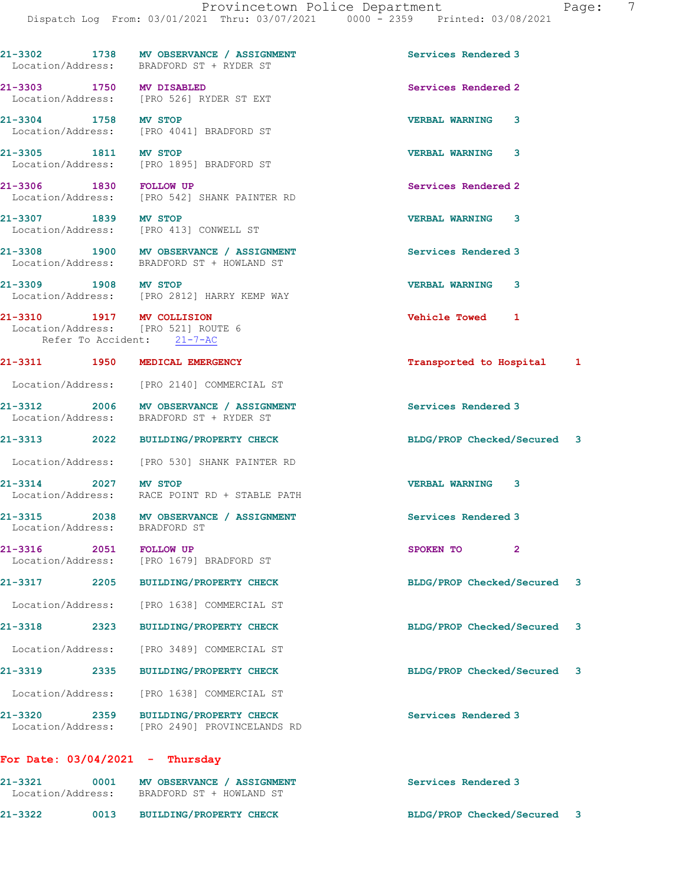21-3302 1738 MV OBSERVANCE / ASSIGNMENT Services Rendered 3
Location/Address: BRADFORD ST + RYDER ST

21-3303 1750 MV DISABLED Services Rendered 2
Location/Address: [PRO 526] RYDER ST EXT

21-3304 1758 MV STOP VERBAL WARNING 3
Location/Address: [PRO 4041] BRADFORD ST

21-3305 1811 MV STOP VERBAL WARNING 3
Location/Address: [PRO 1895] BRADFORD ST

21-3306 1830 FOLLOW UP Services Rendered 2
Location/Address: [PRO 542] SHANK PAINTER RD

21-3307 1839 MV STOP VERBAL WARNING 3
Location/Address: [PRO 413] CONWELL ST

21-3308 1900 MV OBSERVANCE / ASSIGNMENT Services Rendered 3
Location/Address: BRADFORD ST + HOWLAND ST

21-3309 1908 MV STOP VERBAL WARNING 3
Location/Address: [PRO 2812] HARRY KEMP WAY

21-3310 1917 MV COLLISION Vehicle Towed 1
Location/Address: [PRO 521] ROUTE 6
Refer To Accident: 21-7-AC

21-3311 1950 MEDICAL EMERGENCY Transported to Hospital 1
Location/Address: [PRO 2140] COMMERCIAL ST

21-3312 2006 MV OBSERVANCE / ASSIGNMENT Services Rendered 3
Location/Address: BRADFORD ST + RYDER ST

21-3313 2022 BUILDING/PROPERTY CHECK BLDG/PROP Checked/Secured 3
Location/Address: [PRO 530] SHANK PAINTER RD

21-3314 2027 MV STOP VERBAL WARNING 3
Location/Address: RACE POINT RD + STABLE PATH

21-3315 2038 MV OBSERVANCE / ASSIGNMENT Services Rendered 3
Location/Address: BRADFORD ST

21-3316 2051 FOLLOW UP SPOKEN TO 2
Location/Address: [PRO 1679] BRADFORD ST

21-3317 2205 BUILDING/PROPERTY CHECK BLDG/PROP Checked/Secured 3
Location/Address: [PRO 1638] COMMERCIAL ST

21-3318 2323 BUILDING/PROPERTY CHECK BLDG/PROP Checked/Secured 3
Location/Address: [PRO 3489] COMMERCIAL ST

21-3319 2335 BUILDING/PROPERTY CHECK BLDG/PROP Checked/Secured 3
Location/Address: [PRO 1638] COMMERCIAL ST

21-3320 2359 BUILDING/PROPERTY CHECK Services Rendered 3
Location/Address: [PRO 2490] PROVINCELANDS RD

## For Date: 03/04/2021 - Thursday

21-3321 0001 MV OBSERVANCE / ASSIGNMENT Services Rendered 3
Location/Address: BRADFORD ST + HOWLAND ST

21-3322 0013 BUILDING/PROPERTY CHECK BLDG/PROP Checked/Secured 3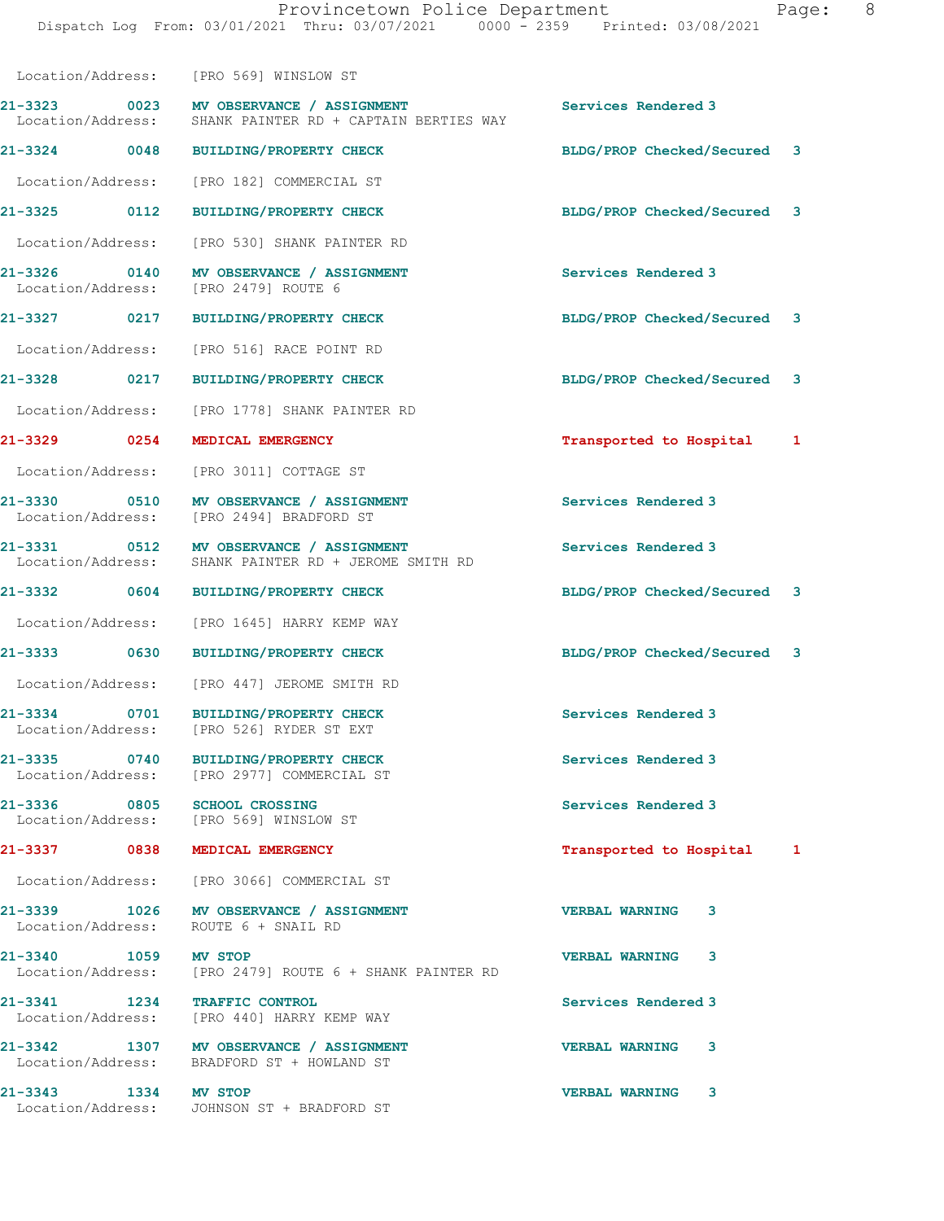Location/Address: [PRO 569] WINSLOW ST

| Call Number | Time | Call Reason | Action | Priority |
|---|---|---|---|---|
| 21-3323 | 0023 | MV OBSERVANCE / ASSIGNMENT | Services Rendered | 3 |
| Location/Address: | | SHANK PAINTER RD + CAPTAIN BERTIES WAY | | |
| 21-3324 | 0048 | BUILDING/PROPERTY CHECK | BLDG/PROP Checked/Secured | 3 |
| Location/Address: | | [PRO 182] COMMERCIAL ST | | |
| 21-3325 | 0112 | BUILDING/PROPERTY CHECK | BLDG/PROP Checked/Secured | 3 |
| Location/Address: | | [PRO 530] SHANK PAINTER RD | | |
| 21-3326 | 0140 | MV OBSERVANCE / ASSIGNMENT | Services Rendered | 3 |
| Location/Address: | | [PRO 2479] ROUTE 6 | | |
| 21-3327 | 0217 | BUILDING/PROPERTY CHECK | BLDG/PROP Checked/Secured | 3 |
| Location/Address: | | [PRO 516] RACE POINT RD | | |
| 21-3328 | 0217 | BUILDING/PROPERTY CHECK | BLDG/PROP Checked/Secured | 3 |
| Location/Address: | | [PRO 1778] SHANK PAINTER RD | | |
| 21-3329 | 0254 | MEDICAL EMERGENCY | Transported to Hospital | 1 |
| Location/Address: | | [PRO 3011] COTTAGE ST | | |
| 21-3330 | 0510 | MV OBSERVANCE / ASSIGNMENT | Services Rendered | 3 |
| Location/Address: | | [PRO 2494] BRADFORD ST | | |
| 21-3331 | 0512 | MV OBSERVANCE / ASSIGNMENT | Services Rendered | 3 |
| Location/Address: | | SHANK PAINTER RD + JEROME SMITH RD | | |
| 21-3332 | 0604 | BUILDING/PROPERTY CHECK | BLDG/PROP Checked/Secured | 3 |
| Location/Address: | | [PRO 1645] HARRY KEMP WAY | | |
| 21-3333 | 0630 | BUILDING/PROPERTY CHECK | BLDG/PROP Checked/Secured | 3 |
| Location/Address: | | [PRO 447] JEROME SMITH RD | | |
| 21-3334 | 0701 | BUILDING/PROPERTY CHECK | Services Rendered | 3 |
| Location/Address: | | [PRO 526] RYDER ST EXT | | |
| 21-3335 | 0740 | BUILDING/PROPERTY CHECK | Services Rendered | 3 |
| Location/Address: | | [PRO 2977] COMMERCIAL ST | | |
| 21-3336 | 0805 | SCHOOL CROSSING | Services Rendered | 3 |
| Location/Address: | | [PRO 569] WINSLOW ST | | |
| 21-3337 | 0838 | MEDICAL EMERGENCY | Transported to Hospital | 1 |
| Location/Address: | | [PRO 3066] COMMERCIAL ST | | |
| 21-3339 | 1026 | MV OBSERVANCE / ASSIGNMENT | VERBAL WARNING | 3 |
| Location/Address: | | ROUTE 6 + SNAIL RD | | |
| 21-3340 | 1059 | MV STOP | VERBAL WARNING | 3 |
| Location/Address: | | [PRO 2479] ROUTE 6 + SHANK PAINTER RD | | |
| 21-3341 | 1234 | TRAFFIC CONTROL | Services Rendered | 3 |
| Location/Address: | | [PRO 440] HARRY KEMP WAY | | |
| 21-3342 | 1307 | MV OBSERVANCE / ASSIGNMENT | VERBAL WARNING | 3 |
| Location/Address: | | BRADFORD ST + HOWLAND ST | | |
| 21-3343 | 1334 | MV STOP | VERBAL WARNING | 3 |
| Location/Address: | | JOHNSON ST + BRADFORD ST | | |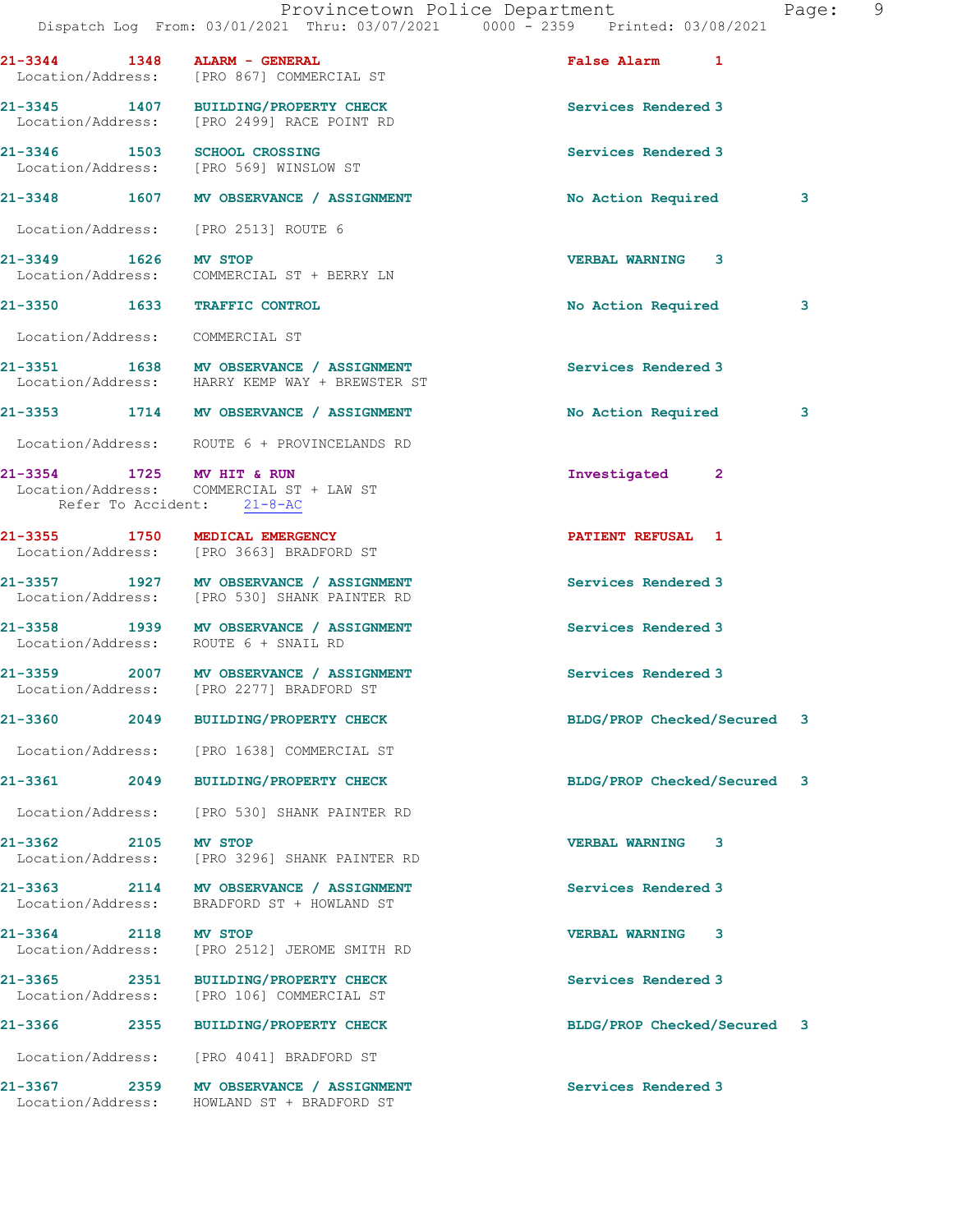21-3344 1348 **ALARM - GENERAL** False Alarm 1
Location/Address: [PRO 867] COMMERCIAL ST

21-3345 1407 **BUILDING/PROPERTY CHECK** Services Rendered 3
Location/Address: [PRO 2499] RACE POINT RD

21-3346 1503 **SCHOOL CROSSING** Services Rendered 3
Location/Address: [PRO 569] WINSLOW ST

21-3348 1607 **MV OBSERVANCE / ASSIGNMENT** No Action Required 3
Location/Address: [PRO 2513] ROUTE 6

21-3349 1626 **MV STOP** VERBAL WARNING 3
Location/Address: COMMERCIAL ST + BERRY LN

21-3350 1633 **TRAFFIC CONTROL** No Action Required 3
Location/Address: COMMERCIAL ST

21-3351 1638 **MV OBSERVANCE / ASSIGNMENT** Services Rendered 3
Location/Address: HARRY KEMP WAY + BREWSTER ST

21-3353 1714 **MV OBSERVANCE / ASSIGNMENT** No Action Required 3
Location/Address: ROUTE 6 + PROVINCELANDS RD

21-3354 1725 **MV HIT & RUN** Investigated 2
Location/Address: COMMERCIAL ST + LAW ST
Refer To Accident: 21-8-AC

21-3355 1750 **MEDICAL EMERGENCY** PATIENT REFUSAL 1
Location/Address: [PRO 3663] BRADFORD ST

21-3357 1927 **MV OBSERVANCE / ASSIGNMENT** Services Rendered 3
Location/Address: [PRO 530] SHANK PAINTER RD

21-3358 1939 **MV OBSERVANCE / ASSIGNMENT** Services Rendered 3
Location/Address: ROUTE 6 + SNAIL RD

21-3359 2007 **MV OBSERVANCE / ASSIGNMENT** Services Rendered 3
Location/Address: [PRO 2277] BRADFORD ST

21-3360 2049 **BUILDING/PROPERTY CHECK** BLDG/PROP Checked/Secured 3
Location/Address: [PRO 1638] COMMERCIAL ST

21-3361 2049 **BUILDING/PROPERTY CHECK** BLDG/PROP Checked/Secured 3
Location/Address: [PRO 530] SHANK PAINTER RD

21-3362 2105 **MV STOP** VERBAL WARNING 3
Location/Address: [PRO 3296] SHANK PAINTER RD

21-3363 2114 **MV OBSERVANCE / ASSIGNMENT** Services Rendered 3
Location/Address: BRADFORD ST + HOWLAND ST

21-3364 2118 **MV STOP** VERBAL WARNING 3
Location/Address: [PRO 2512] JEROME SMITH RD

21-3365 2351 **BUILDING/PROPERTY CHECK** Services Rendered 3
Location/Address: [PRO 106] COMMERCIAL ST

21-3366 2355 **BUILDING/PROPERTY CHECK** BLDG/PROP Checked/Secured 3
Location/Address: [PRO 4041] BRADFORD ST

21-3367 2359 **MV OBSERVANCE / ASSIGNMENT** Services Rendered 3
Location/Address: HOWLAND ST + BRADFORD ST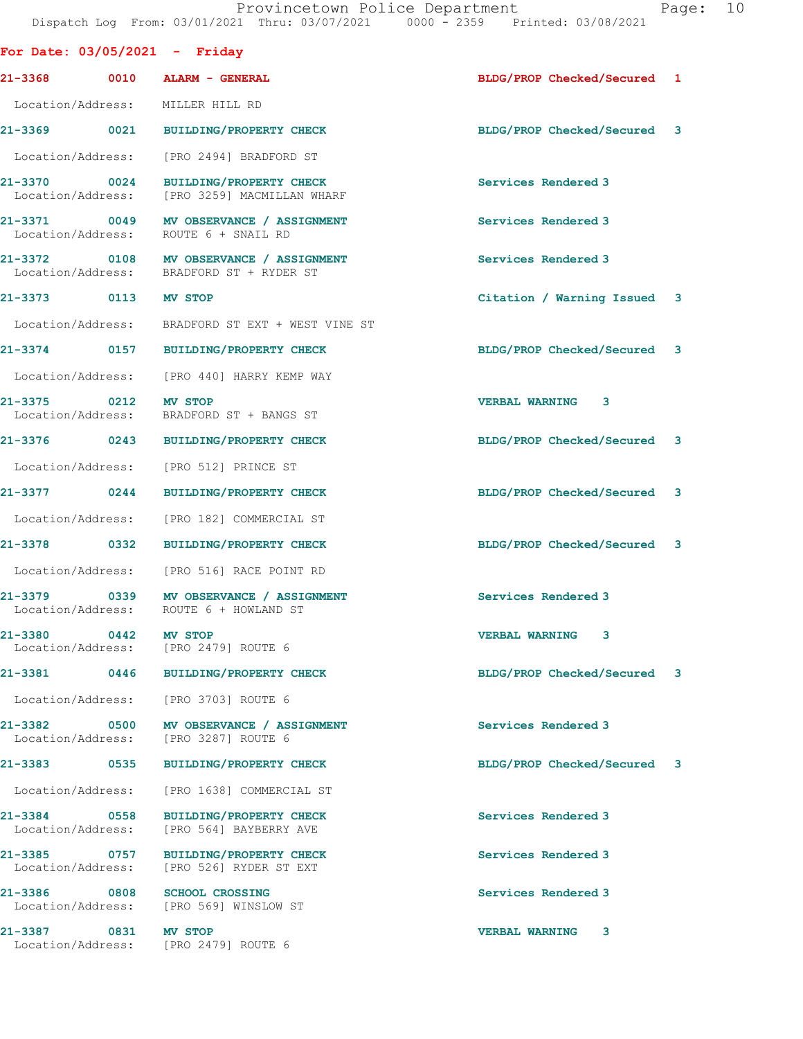**For Date: 03/05/2021 - Friday**

| Call # | Time | Call Type | Action | Priority |
|---|---|---|---|---|
| 21-3368 | 0010 | ALARM - GENERAL | BLDG/PROP Checked/Secured | 1 |
| | | Location/Address: MILLER HILL RD | | |
| 21-3369 | 0021 | BUILDING/PROPERTY CHECK | BLDG/PROP Checked/Secured | 3 |
| | | Location/Address: [PRO 2494] BRADFORD ST | | |
| 21-3370 | 0024 | BUILDING/PROPERTY CHECK | Services Rendered | 3 |
| | | Location/Address: [PRO 3259] MACMILLAN WHARF | | |
| 21-3371 | 0049 | MV OBSERVANCE / ASSIGNMENT | Services Rendered | 3 |
| | | Location/Address: ROUTE 6 + SNAIL RD | | |
| 21-3372 | 0108 | MV OBSERVANCE / ASSIGNMENT | Services Rendered | 3 |
| | | Location/Address: BRADFORD ST + RYDER ST | | |
| 21-3373 | 0113 | MV STOP | Citation / Warning Issued | 3 |
| | | Location/Address: BRADFORD ST EXT + WEST VINE ST | | |
| 21-3374 | 0157 | BUILDING/PROPERTY CHECK | BLDG/PROP Checked/Secured | 3 |
| | | Location/Address: [PRO 440] HARRY KEMP WAY | | |
| 21-3375 | 0212 | MV STOP | VERBAL WARNING | 3 |
| | | Location/Address: BRADFORD ST + BANGS ST | | |
| 21-3376 | 0243 | BUILDING/PROPERTY CHECK | BLDG/PROP Checked/Secured | 3 |
| | | Location/Address: [PRO 512] PRINCE ST | | |
| 21-3377 | 0244 | BUILDING/PROPERTY CHECK | BLDG/PROP Checked/Secured | 3 |
| | | Location/Address: [PRO 182] COMMERCIAL ST | | |
| 21-3378 | 0332 | BUILDING/PROPERTY CHECK | BLDG/PROP Checked/Secured | 3 |
| | | Location/Address: [PRO 516] RACE POINT RD | | |
| 21-3379 | 0339 | MV OBSERVANCE / ASSIGNMENT | Services Rendered | 3 |
| | | Location/Address: ROUTE 6 + HOWLAND ST | | |
| 21-3380 | 0442 | MV STOP | VERBAL WARNING | 3 |
| | | Location/Address: [PRO 2479] ROUTE 6 | | |
| 21-3381 | 0446 | BUILDING/PROPERTY CHECK | BLDG/PROP Checked/Secured | 3 |
| | | Location/Address: [PRO 3703] ROUTE 6 | | |
| 21-3382 | 0500 | MV OBSERVANCE / ASSIGNMENT | Services Rendered | 3 |
| | | Location/Address: [PRO 3287] ROUTE 6 | | |
| 21-3383 | 0535 | BUILDING/PROPERTY CHECK | BLDG/PROP Checked/Secured | 3 |
| | | Location/Address: [PRO 1638] COMMERCIAL ST | | |
| 21-3384 | 0558 | BUILDING/PROPERTY CHECK | Services Rendered | 3 |
| | | Location/Address: [PRO 564] BAYBERRY AVE | | |
| 21-3385 | 0757 | BUILDING/PROPERTY CHECK | Services Rendered | 3 |
| | | Location/Address: [PRO 526] RYDER ST EXT | | |
| 21-3386 | 0808 | SCHOOL CROSSING | Services Rendered | 3 |
| | | Location/Address: [PRO 569] WINSLOW ST | | |
| 21-3387 | 0831 | MV STOP | VERBAL WARNING | 3 |
| | | Location/Address: [PRO 2479] ROUTE 6 | | |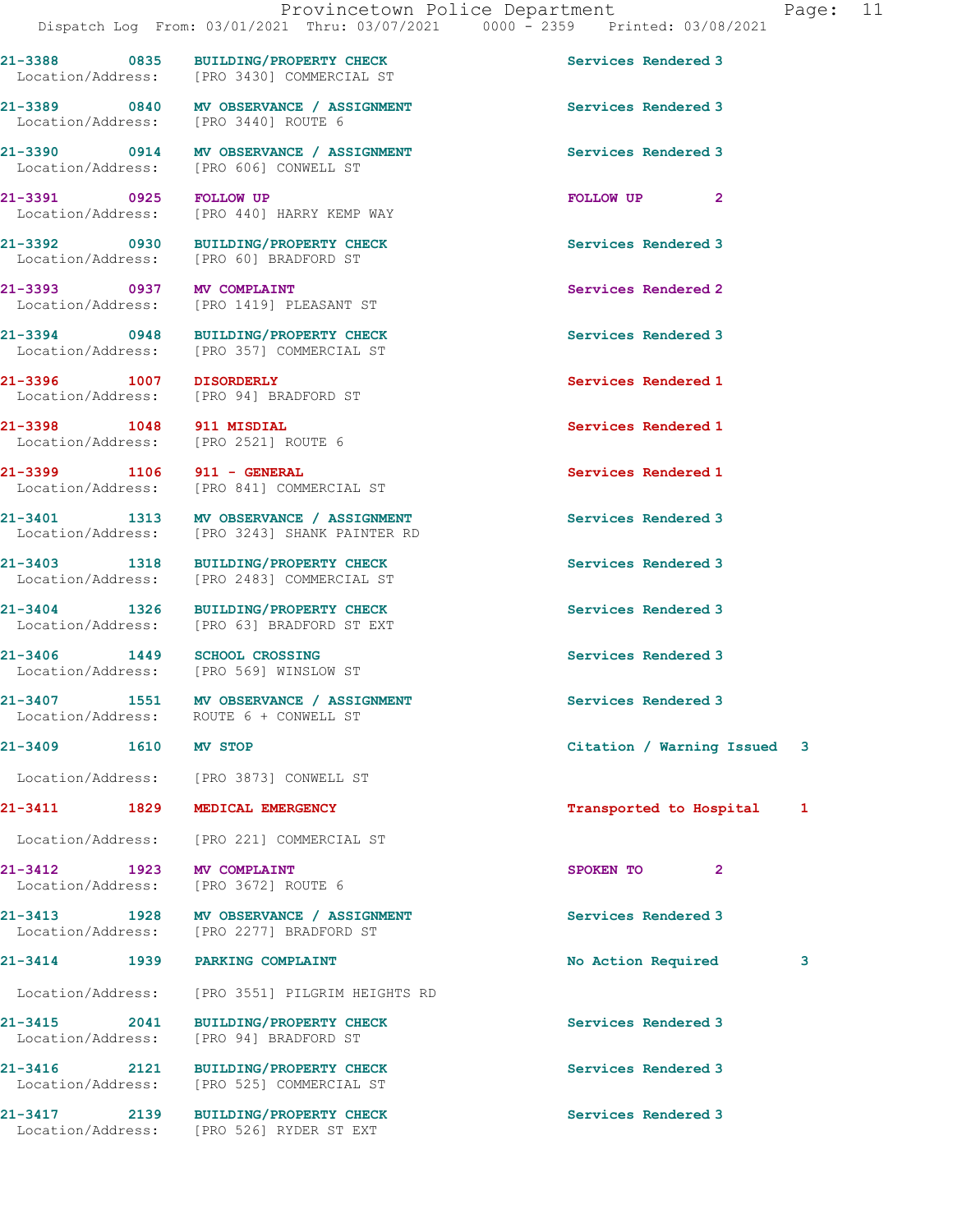| Call Number | Time | Call Reason | Action | Priority |
|---|---|---|---|---|
| 21-3388 | 0835 | BUILDING/PROPERTY CHECK | Services Rendered | 3 |
| Location/Address: | | [PRO 3430] COMMERCIAL ST | | |
| 21-3389 | 0840 | MV OBSERVANCE / ASSIGNMENT | Services Rendered | 3 |
| Location/Address: | | [PRO 3440] ROUTE 6 | | |
| 21-3390 | 0914 | MV OBSERVANCE / ASSIGNMENT | Services Rendered | 3 |
| Location/Address: | | [PRO 606] CONWELL ST | | |
| 21-3391 | 0925 | FOLLOW UP | FOLLOW UP | 2 |
| Location/Address: | | [PRO 440] HARRY KEMP WAY | | |
| 21-3392 | 0930 | BUILDING/PROPERTY CHECK | Services Rendered | 3 |
| Location/Address: | | [PRO 60] BRADFORD ST | | |
| 21-3393 | 0937 | MV COMPLAINT | Services Rendered | 2 |
| Location/Address: | | [PRO 1419] PLEASANT ST | | |
| 21-3394 | 0948 | BUILDING/PROPERTY CHECK | Services Rendered | 3 |
| Location/Address: | | [PRO 357] COMMERCIAL ST | | |
| 21-3396 | 1007 | DISORDERLY | Services Rendered | 1 |
| Location/Address: | | [PRO 94] BRADFORD ST | | |
| 21-3398 | 1048 | 911 MISDIAL | Services Rendered | 1 |
| Location/Address: | | [PRO 2521] ROUTE 6 | | |
| 21-3399 | 1106 | 911 - GENERAL | Services Rendered | 1 |
| Location/Address: | | [PRO 841] COMMERCIAL ST | | |
| 21-3401 | 1313 | MV OBSERVANCE / ASSIGNMENT | Services Rendered | 3 |
| Location/Address: | | [PRO 3243] SHANK PAINTER RD | | |
| 21-3403 | 1318 | BUILDING/PROPERTY CHECK | Services Rendered | 3 |
| Location/Address: | | [PRO 2483] COMMERCIAL ST | | |
| 21-3404 | 1326 | BUILDING/PROPERTY CHECK | Services Rendered | 3 |
| Location/Address: | | [PRO 63] BRADFORD ST EXT | | |
| 21-3406 | 1449 | SCHOOL CROSSING | Services Rendered | 3 |
| Location/Address: | | [PRO 569] WINSLOW ST | | |
| 21-3407 | 1551 | MV OBSERVANCE / ASSIGNMENT | Services Rendered | 3 |
| Location/Address: | | ROUTE 6 + CONWELL ST | | |
| 21-3409 | 1610 | MV STOP | Citation / Warning Issued | 3 |
| Location/Address: | | [PRO 3873] CONWELL ST | | |
| 21-3411 | 1829 | MEDICAL EMERGENCY | Transported to Hospital | 1 |
| Location/Address: | | [PRO 221] COMMERCIAL ST | | |
| 21-3412 | 1923 | MV COMPLAINT | SPOKEN TO | 2 |
| Location/Address: | | [PRO 3672] ROUTE 6 | | |
| 21-3413 | 1928 | MV OBSERVANCE / ASSIGNMENT | Services Rendered | 3 |
| Location/Address: | | [PRO 2277] BRADFORD ST | | |
| 21-3414 | 1939 | PARKING COMPLAINT | No Action Required | 3 |
| Location/Address: | | [PRO 3551] PILGRIM HEIGHTS RD | | |
| 21-3415 | 2041 | BUILDING/PROPERTY CHECK | Services Rendered | 3 |
| Location/Address: | | [PRO 94] BRADFORD ST | | |
| 21-3416 | 2121 | BUILDING/PROPERTY CHECK | Services Rendered | 3 |
| Location/Address: | | [PRO 525] COMMERCIAL ST | | |
| 21-3417 | 2139 | BUILDING/PROPERTY CHECK | Services Rendered | 3 |
| Location/Address: | | [PRO 526] RYDER ST EXT | | |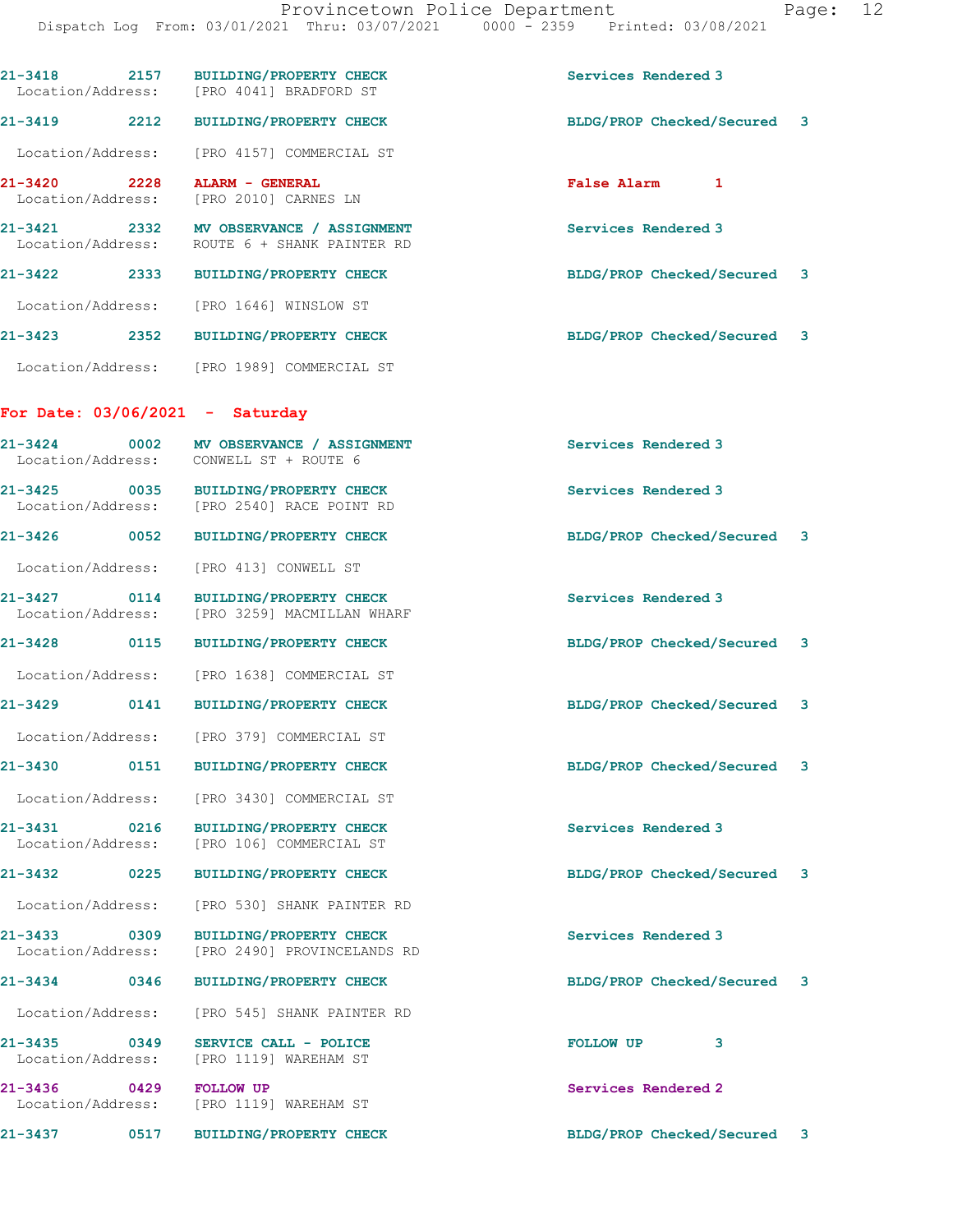21-3418 2157 BUILDING/PROPERTY CHECK Services Rendered 3
Location/Address: [PRO 4041] BRADFORD ST

21-3419 2212 BUILDING/PROPERTY CHECK BLDG/PROP Checked/Secured 3
Location/Address: [PRO 4157] COMMERCIAL ST

21-3420 2228 ALARM - GENERAL False Alarm 1
Location/Address: [PRO 2010] CARNES LN

21-3421 2332 MV OBSERVANCE / ASSIGNMENT Services Rendered 3
Location/Address: ROUTE 6 + SHANK PAINTER RD

21-3422 2333 BUILDING/PROPERTY CHECK BLDG/PROP Checked/Secured 3
Location/Address: [PRO 1646] WINSLOW ST

21-3423 2352 BUILDING/PROPERTY CHECK BLDG/PROP Checked/Secured 3
Location/Address: [PRO 1989] COMMERCIAL ST

**For Date: 03/06/2021 - Saturday**

21-3424 0002 MV OBSERVANCE / ASSIGNMENT Services Rendered 3
Location/Address: CONWELL ST + ROUTE 6

21-3425 0035 BUILDING/PROPERTY CHECK Services Rendered 3
Location/Address: [PRO 2540] RACE POINT RD

21-3426 0052 BUILDING/PROPERTY CHECK BLDG/PROP Checked/Secured 3
Location/Address: [PRO 413] CONWELL ST

21-3427 0114 BUILDING/PROPERTY CHECK Services Rendered 3
Location/Address: [PRO 3259] MACMILLAN WHARF

21-3428 0115 BUILDING/PROPERTY CHECK BLDG/PROP Checked/Secured 3
Location/Address: [PRO 1638] COMMERCIAL ST

21-3429 0141 BUILDING/PROPERTY CHECK BLDG/PROP Checked/Secured 3
Location/Address: [PRO 379] COMMERCIAL ST

21-3430 0151 BUILDING/PROPERTY CHECK BLDG/PROP Checked/Secured 3
Location/Address: [PRO 3430] COMMERCIAL ST

21-3431 0216 BUILDING/PROPERTY CHECK Services Rendered 3
Location/Address: [PRO 106] COMMERCIAL ST

21-3432 0225 BUILDING/PROPERTY CHECK BLDG/PROP Checked/Secured 3
Location/Address: [PRO 530] SHANK PAINTER RD

21-3433 0309 BUILDING/PROPERTY CHECK Services Rendered 3
Location/Address: [PRO 2490] PROVINCELANDS RD

21-3434 0346 BUILDING/PROPERTY CHECK BLDG/PROP Checked/Secured 3
Location/Address: [PRO 545] SHANK PAINTER RD

21-3435 0349 SERVICE CALL - POLICE FOLLOW UP 3
Location/Address: [PRO 1119] WAREHAM ST

21-3436 0429 FOLLOW UP Services Rendered 2
Location/Address: [PRO 1119] WAREHAM ST

21-3437 0517 BUILDING/PROPERTY CHECK BLDG/PROP Checked/Secured 3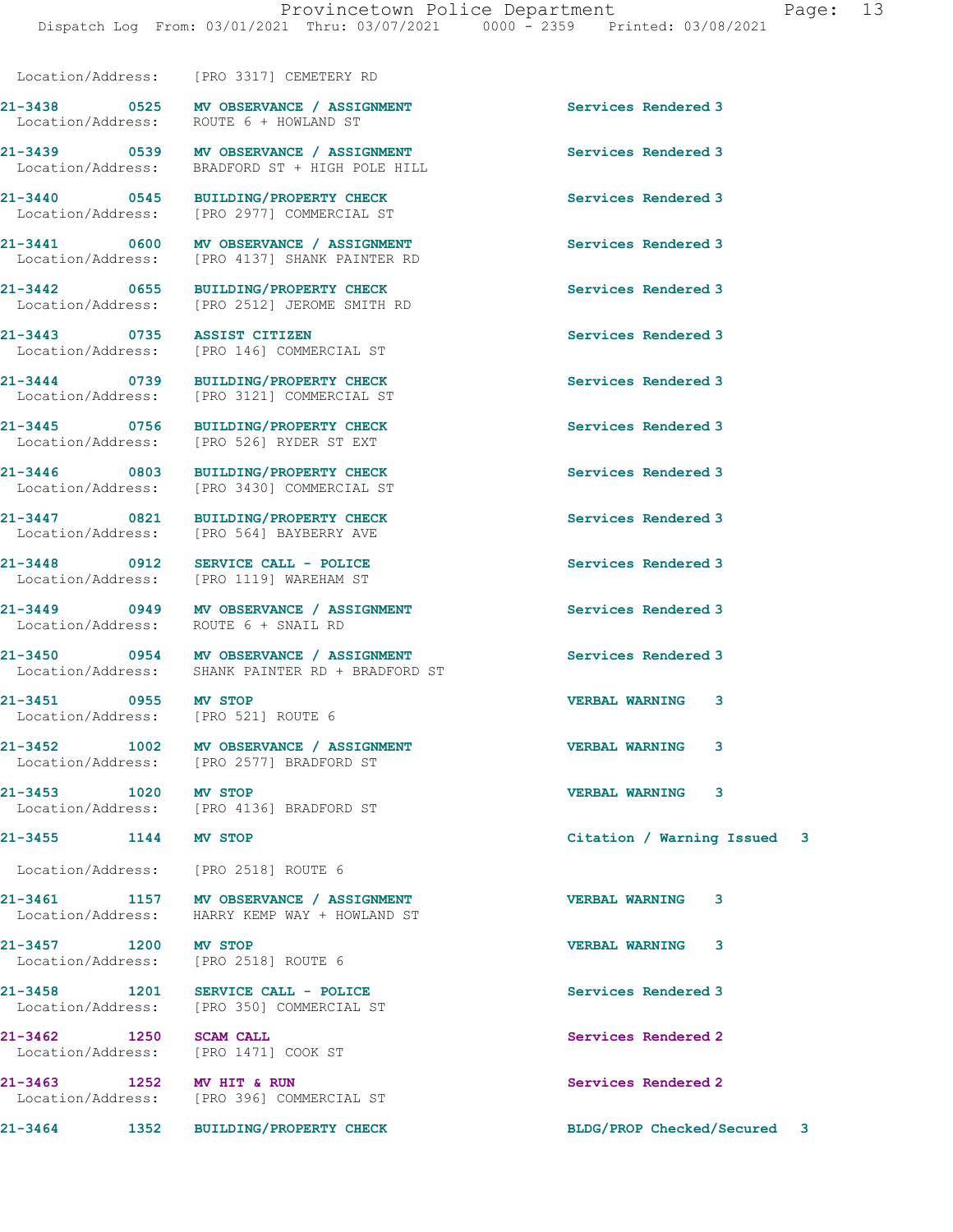Location/Address: [PRO 3317] CEMETERY RD

| Call # | Time | Call Type | Disposition |
| --- | --- | --- | --- |
| 21-3438 | 0525 | MV OBSERVANCE / ASSIGNMENT<br>Location/Address: ROUTE 6 + HOWLAND ST | Services Rendered 3 |
| 21-3439 | 0539 | MV OBSERVANCE / ASSIGNMENT<br>Location/Address: BRADFORD ST + HIGH POLE HILL | Services Rendered 3 |
| 21-3440 | 0545 | BUILDING/PROPERTY CHECK<br>Location/Address: [PRO 2977] COMMERCIAL ST | Services Rendered 3 |
| 21-3441 | 0600 | MV OBSERVANCE / ASSIGNMENT<br>Location/Address: [PRO 4137] SHANK PAINTER RD | Services Rendered 3 |
| 21-3442 | 0655 | BUILDING/PROPERTY CHECK<br>Location/Address: [PRO 2512] JEROME SMITH RD | Services Rendered 3 |
| 21-3443 | 0735 | ASSIST CITIZEN<br>Location/Address: [PRO 146] COMMERCIAL ST | Services Rendered 3 |
| 21-3444 | 0739 | BUILDING/PROPERTY CHECK<br>Location/Address: [PRO 3121] COMMERCIAL ST | Services Rendered 3 |
| 21-3445 | 0756 | BUILDING/PROPERTY CHECK<br>Location/Address: [PRO 526] RYDER ST EXT | Services Rendered 3 |
| 21-3446 | 0803 | BUILDING/PROPERTY CHECK<br>Location/Address: [PRO 3430] COMMERCIAL ST | Services Rendered 3 |
| 21-3447 | 0821 | BUILDING/PROPERTY CHECK<br>Location/Address: [PRO 564] BAYBERRY AVE | Services Rendered 3 |
| 21-3448 | 0912 | SERVICE CALL - POLICE<br>Location/Address: [PRO 1119] WAREHAM ST | Services Rendered 3 |
| 21-3449 | 0949 | MV OBSERVANCE / ASSIGNMENT<br>Location/Address: ROUTE 6 + SNAIL RD | Services Rendered 3 |
| 21-3450 | 0954 | MV OBSERVANCE / ASSIGNMENT<br>Location/Address: SHANK PAINTER RD + BRADFORD ST | Services Rendered 3 |
| 21-3451 | 0955 | MV STOP<br>Location/Address: [PRO 521] ROUTE 6 | VERBAL WARNING 3 |
| 21-3452 | 1002 | MV OBSERVANCE / ASSIGNMENT<br>Location/Address: [PRO 2577] BRADFORD ST | VERBAL WARNING 3 |
| 21-3453 | 1020 | MV STOP<br>Location/Address: [PRO 4136] BRADFORD ST | VERBAL WARNING 3 |
| 21-3455 | 1144 | MV STOP<br>Location/Address: [PRO 2518] ROUTE 6 | Citation / Warning Issued 3 |
| 21-3461 | 1157 | MV OBSERVANCE / ASSIGNMENT<br>Location/Address: HARRY KEMP WAY + HOWLAND ST | VERBAL WARNING 3 |
| 21-3457 | 1200 | MV STOP<br>Location/Address: [PRO 2518] ROUTE 6 | VERBAL WARNING 3 |
| 21-3458 | 1201 | SERVICE CALL - POLICE<br>Location/Address: [PRO 350] COMMERCIAL ST | Services Rendered 3 |
| 21-3462 | 1250 | SCAM CALL<br>Location/Address: [PRO 1471] COOK ST | Services Rendered 2 |
| 21-3463 | 1252 | MV HIT & RUN<br>Location/Address: [PRO 396] COMMERCIAL ST | Services Rendered 2 |
| 21-3464 | 1352 | BUILDING/PROPERTY CHECK | BLDG/PROP Checked/Secured 3 |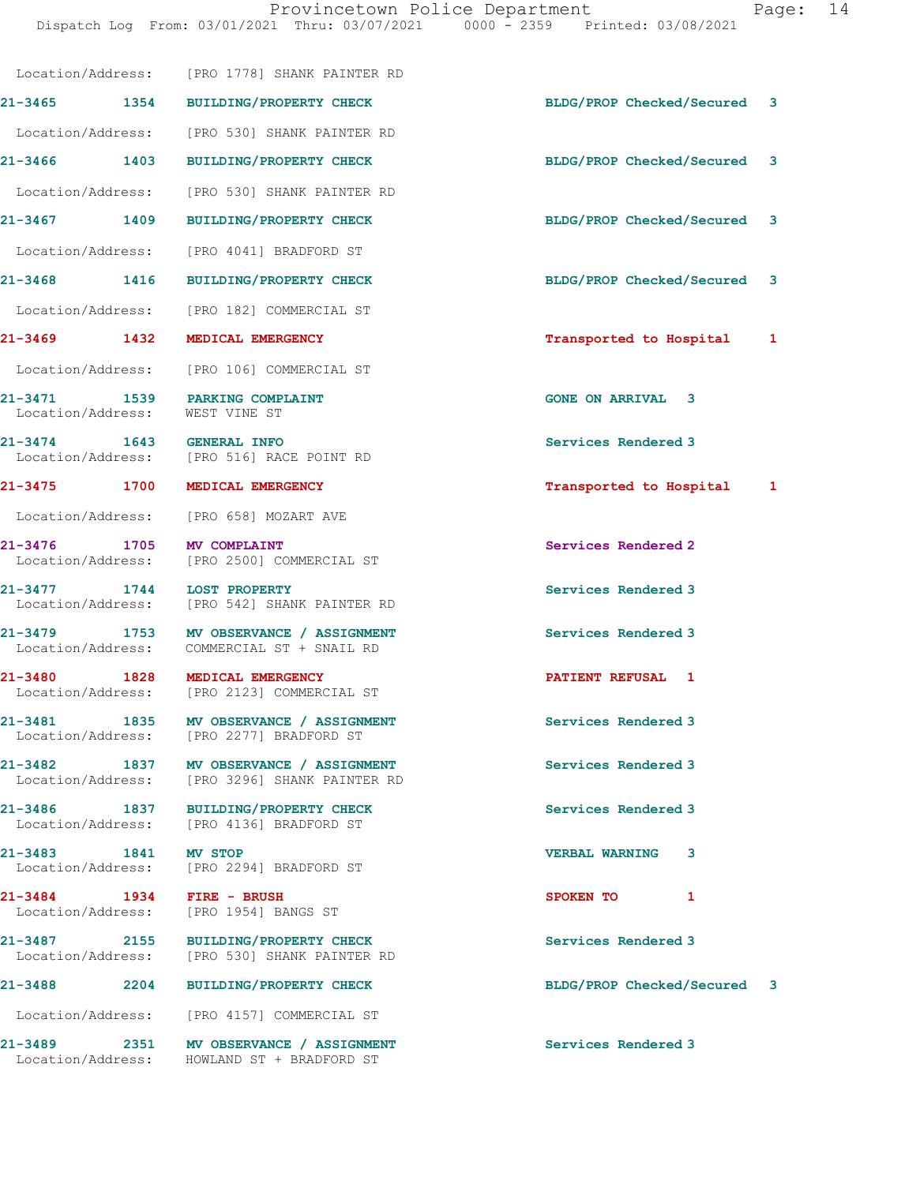Location/Address: [PRO 1778] SHANK PAINTER RD

| Call # | Time | Call Reason | Action | Priority |
|---|---|---|---|---|
| 21-3465 | 1354 | BUILDING/PROPERTY CHECK | BLDG/PROP Checked/Secured | 3 |
| | | Location/Address: [PRO 530] SHANK PAINTER RD | | |
| 21-3466 | 1403 | BUILDING/PROPERTY CHECK | BLDG/PROP Checked/Secured | 3 |
| | | Location/Address: [PRO 530] SHANK PAINTER RD | | |
| 21-3467 | 1409 | BUILDING/PROPERTY CHECK | BLDG/PROP Checked/Secured | 3 |
| | | Location/Address: [PRO 4041] BRADFORD ST | | |
| 21-3468 | 1416 | BUILDING/PROPERTY CHECK | BLDG/PROP Checked/Secured | 3 |
| | | Location/Address: [PRO 182] COMMERCIAL ST | | |
| 21-3469 | 1432 | MEDICAL EMERGENCY | Transported to Hospital | 1 |
| | | Location/Address: [PRO 106] COMMERCIAL ST | | |
| 21-3471 | 1539 | PARKING COMPLAINT | GONE ON ARRIVAL | 3 |
| | | Location/Address: WEST VINE ST | | |
| 21-3474 | 1643 | GENERAL INFO | Services Rendered | 3 |
| | | Location/Address: [PRO 516] RACE POINT RD | | |
| 21-3475 | 1700 | MEDICAL EMERGENCY | Transported to Hospital | 1 |
| | | Location/Address: [PRO 658] MOZART AVE | | |
| 21-3476 | 1705 | MV COMPLAINT | Services Rendered | 2 |
| | | Location/Address: [PRO 2500] COMMERCIAL ST | | |
| 21-3477 | 1744 | LOST PROPERTY | Services Rendered | 3 |
| | | Location/Address: [PRO 542] SHANK PAINTER RD | | |
| 21-3479 | 1753 | MV OBSERVANCE / ASSIGNMENT | Services Rendered | 3 |
| | | Location/Address: COMMERCIAL ST + SNAIL RD | | |
| 21-3480 | 1828 | MEDICAL EMERGENCY | PATIENT REFUSAL | 1 |
| | | Location/Address: [PRO 2123] COMMERCIAL ST | | |
| 21-3481 | 1835 | MV OBSERVANCE / ASSIGNMENT | Services Rendered | 3 |
| | | Location/Address: [PRO 2277] BRADFORD ST | | |
| 21-3482 | 1837 | MV OBSERVANCE / ASSIGNMENT | Services Rendered | 3 |
| | | Location/Address: [PRO 3296] SHANK PAINTER RD | | |
| 21-3486 | 1837 | BUILDING/PROPERTY CHECK | Services Rendered | 3 |
| | | Location/Address: [PRO 4136] BRADFORD ST | | |
| 21-3483 | 1841 | MV STOP | VERBAL WARNING | 3 |
| | | Location/Address: [PRO 2294] BRADFORD ST | | |
| 21-3484 | 1934 | FIRE - BRUSH | SPOKEN TO | 1 |
| | | Location/Address: [PRO 1954] BANGS ST | | |
| 21-3487 | 2155 | BUILDING/PROPERTY CHECK | Services Rendered | 3 |
| | | Location/Address: [PRO 530] SHANK PAINTER RD | | |
| 21-3488 | 2204 | BUILDING/PROPERTY CHECK | BLDG/PROP Checked/Secured | 3 |
| | | Location/Address: [PRO 4157] COMMERCIAL ST | | |
| 21-3489 | 2351 | MV OBSERVANCE / ASSIGNMENT | Services Rendered | 3 |
| | | Location/Address: HOWLAND ST + BRADFORD ST | | |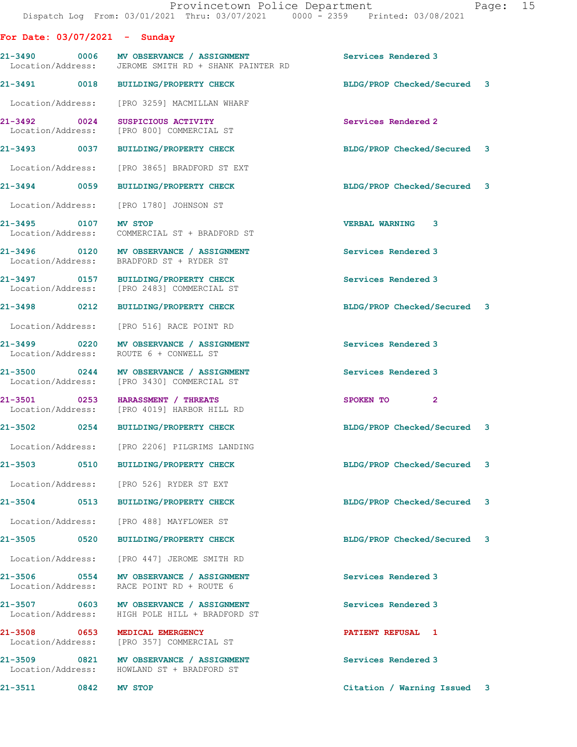## For Date: 03/07/2021 - Sunday

21-3490 0006 MV OBSERVANCE / ASSIGNMENT Services Rendered 3
Location/Address: JEROME SMITH RD + SHANK PAINTER RD

21-3491 0018 BUILDING/PROPERTY CHECK BLDG/PROP Checked/Secured 3
Location/Address: [PRO 3259] MACMILLAN WHARF

21-3492 0024 SUSPICIOUS ACTIVITY Services Rendered 2
Location/Address: [PRO 800] COMMERCIAL ST

21-3493 0037 BUILDING/PROPERTY CHECK BLDG/PROP Checked/Secured 3
Location/Address: [PRO 3865] BRADFORD ST EXT

21-3494 0059 BUILDING/PROPERTY CHECK BLDG/PROP Checked/Secured 3
Location/Address: [PRO 1780] JOHNSON ST

21-3495 0107 MV STOP VERBAL WARNING 3
Location/Address: COMMERCIAL ST + BRADFORD ST

21-3496 0120 MV OBSERVANCE / ASSIGNMENT Services Rendered 3
Location/Address: BRADFORD ST + RYDER ST

21-3497 0157 BUILDING/PROPERTY CHECK Services Rendered 3
Location/Address: [PRO 2483] COMMERCIAL ST

21-3498 0212 BUILDING/PROPERTY CHECK BLDG/PROP Checked/Secured 3
Location/Address: [PRO 516] RACE POINT RD

21-3499 0220 MV OBSERVANCE / ASSIGNMENT Services Rendered 3
Location/Address: ROUTE 6 + CONWELL ST

21-3500 0244 MV OBSERVANCE / ASSIGNMENT Services Rendered 3
Location/Address: [PRO 3430] COMMERCIAL ST

21-3501 0253 HARASSMENT / THREATS SPOKEN TO 2
Location/Address: [PRO 4019] HARBOR HILL RD

21-3502 0254 BUILDING/PROPERTY CHECK BLDG/PROP Checked/Secured 3
Location/Address: [PRO 2206] PILGRIMS LANDING

21-3503 0510 BUILDING/PROPERTY CHECK BLDG/PROP Checked/Secured 3
Location/Address: [PRO 526] RYDER ST EXT

21-3504 0513 BUILDING/PROPERTY CHECK BLDG/PROP Checked/Secured 3
Location/Address: [PRO 488] MAYFLOWER ST

21-3505 0520 BUILDING/PROPERTY CHECK BLDG/PROP Checked/Secured 3
Location/Address: [PRO 447] JEROME SMITH RD

21-3506 0554 MV OBSERVANCE / ASSIGNMENT Services Rendered 3
Location/Address: RACE POINT RD + ROUTE 6

21-3507 0603 MV OBSERVANCE / ASSIGNMENT Services Rendered 3
Location/Address: HIGH POLE HILL + BRADFORD ST

21-3508 0653 MEDICAL EMERGENCY PATIENT REFUSAL 1
Location/Address: [PRO 357] COMMERCIAL ST

21-3509 0821 MV OBSERVANCE / ASSIGNMENT Services Rendered 3
Location/Address: HOWLAND ST + BRADFORD ST

21-3511 0842 MV STOP Citation / Warning Issued 3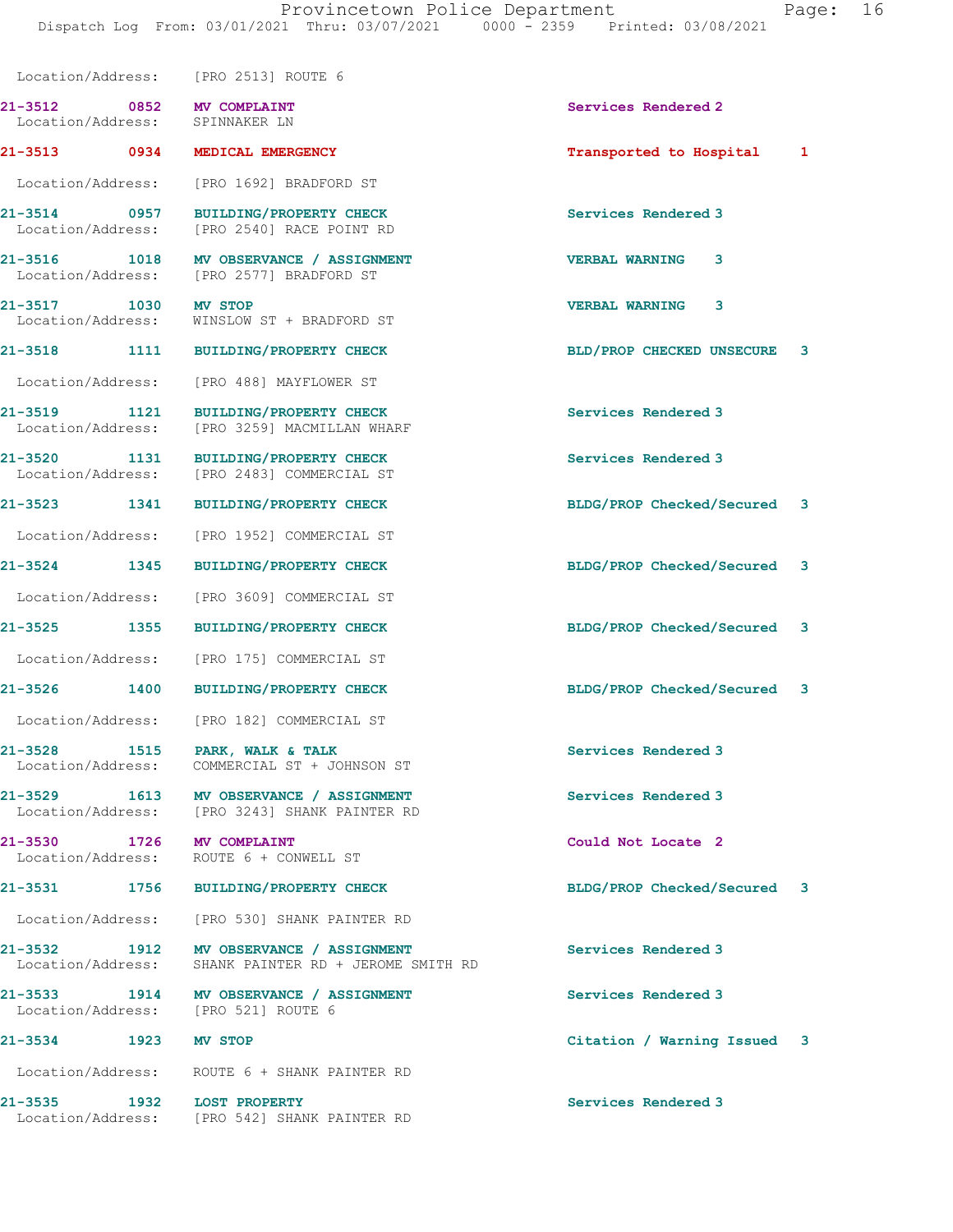Location/Address: [PRO 2513] ROUTE 6

21-3512 0852 MV COMPLAINT Services Rendered 2
Location/Address: SPINNAKER LN

21-3513 0934 MEDICAL EMERGENCY Transported to Hospital 1
Location/Address: [PRO 1692] BRADFORD ST

21-3514 0957 BUILDING/PROPERTY CHECK Services Rendered 3
Location/Address: [PRO 2540] RACE POINT RD

21-3516 1018 MV OBSERVANCE / ASSIGNMENT VERBAL WARNING 3
Location/Address: [PRO 2577] BRADFORD ST

21-3517 1030 MV STOP VERBAL WARNING 3
Location/Address: WINSLOW ST + BRADFORD ST

21-3518 1111 BUILDING/PROPERTY CHECK BLD/PROP CHECKED UNSECURE 3
Location/Address: [PRO 488] MAYFLOWER ST

21-3519 1121 BUILDING/PROPERTY CHECK Services Rendered 3
Location/Address: [PRO 3259] MACMILLAN WHARF

21-3520 1131 BUILDING/PROPERTY CHECK Services Rendered 3
Location/Address: [PRO 2483] COMMERCIAL ST

21-3523 1341 BUILDING/PROPERTY CHECK BLDG/PROP Checked/Secured 3
Location/Address: [PRO 1952] COMMERCIAL ST

21-3524 1345 BUILDING/PROPERTY CHECK BLDG/PROP Checked/Secured 3
Location/Address: [PRO 3609] COMMERCIAL ST

21-3525 1355 BUILDING/PROPERTY CHECK BLDG/PROP Checked/Secured 3
Location/Address: [PRO 175] COMMERCIAL ST

21-3526 1400 BUILDING/PROPERTY CHECK BLDG/PROP Checked/Secured 3
Location/Address: [PRO 182] COMMERCIAL ST

21-3528 1515 PARK, WALK & TALK Services Rendered 3
Location/Address: COMMERCIAL ST + JOHNSON ST

21-3529 1613 MV OBSERVANCE / ASSIGNMENT Services Rendered 3
Location/Address: [PRO 3243] SHANK PAINTER RD

21-3530 1726 MV COMPLAINT Could Not Locate 2
Location/Address: ROUTE 6 + CONWELL ST

21-3531 1756 BUILDING/PROPERTY CHECK BLDG/PROP Checked/Secured 3
Location/Address: [PRO 530] SHANK PAINTER RD

21-3532 1912 MV OBSERVANCE / ASSIGNMENT Services Rendered 3
Location/Address: SHANK PAINTER RD + JEROME SMITH RD

21-3533 1914 MV OBSERVANCE / ASSIGNMENT Services Rendered 3
Location/Address: [PRO 521] ROUTE 6

21-3534 1923 MV STOP Citation / Warning Issued 3
Location/Address: ROUTE 6 + SHANK PAINTER RD

21-3535 1932 LOST PROPERTY Services Rendered 3
Location/Address: [PRO 542] SHANK PAINTER RD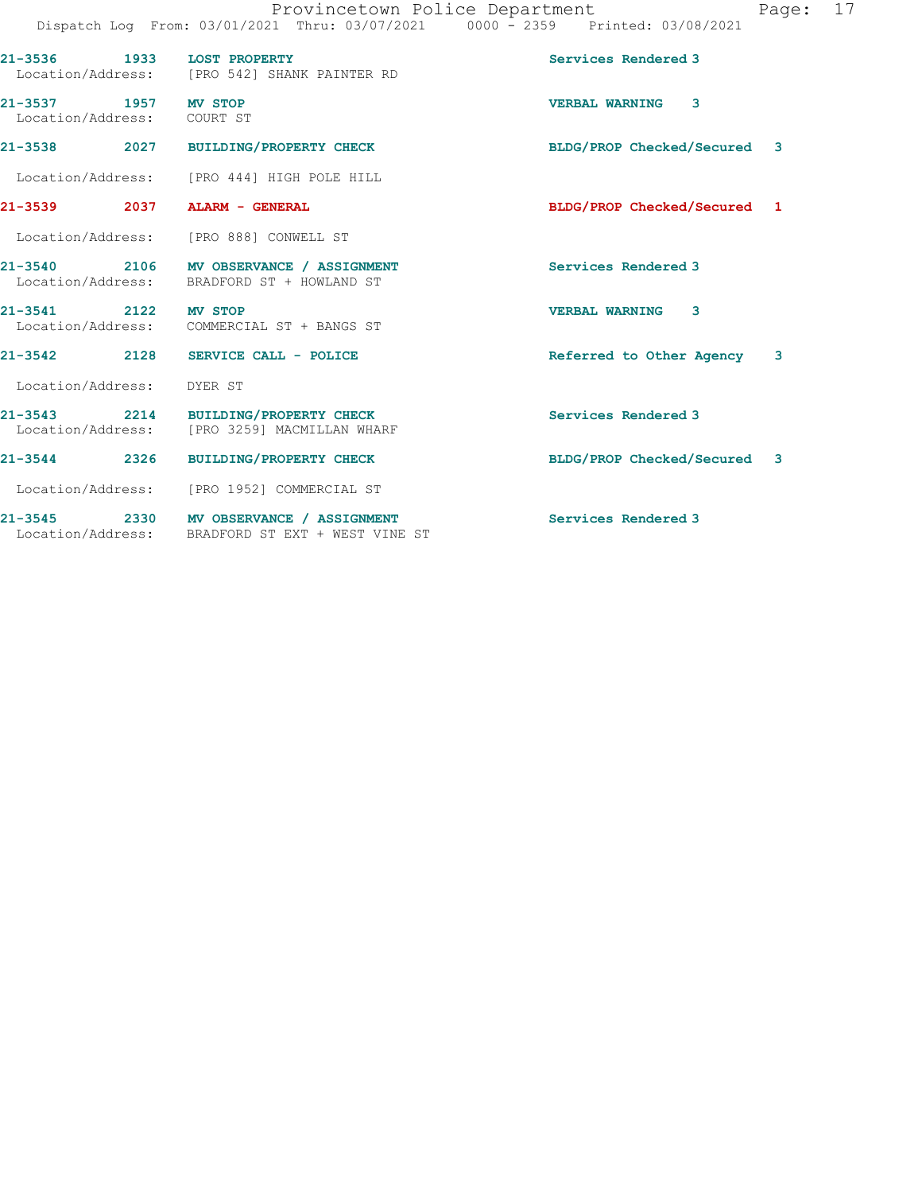| | | | |
|---|---|---|---|
| 21-3536 | 1933 | LOST PROPERTY | Services Rendered 3 |
| Location/Address: | | [PRO 542] SHANK PAINTER RD | |
| 21-3537 | 1957 | MV STOP | VERBAL WARNING 3 |
| Location/Address: | | COURT ST | |
| 21-3538 | 2027 | BUILDING/PROPERTY CHECK | BLDG/PROP Checked/Secured 3 |
| Location/Address: | | [PRO 444] HIGH POLE HILL | |
| 21-3539 | 2037 | ALARM - GENERAL | BLDG/PROP Checked/Secured 1 |
| Location/Address: | | [PRO 888] CONWELL ST | |
| 21-3540 | 2106 | MV OBSERVANCE / ASSIGNMENT | Services Rendered 3 |
| Location/Address: | | BRADFORD ST + HOWLAND ST | |
| 21-3541 | 2122 | MV STOP | VERBAL WARNING 3 |
| Location/Address: | | COMMERCIAL ST + BANGS ST | |
| 21-3542 | 2128 | SERVICE CALL - POLICE | Referred to Other Agency 3 |
| Location/Address: | | DYER ST | |
| 21-3543 | 2214 | BUILDING/PROPERTY CHECK | Services Rendered 3 |
| Location/Address: | | [PRO 3259] MACMILLAN WHARF | |
| 21-3544 | 2326 | BUILDING/PROPERTY CHECK | BLDG/PROP Checked/Secured 3 |
| Location/Address: | | [PRO 1952] COMMERCIAL ST | |
| 21-3545 | 2330 | MV OBSERVANCE / ASSIGNMENT | Services Rendered 3 |
| Location/Address: | | BRADFORD ST EXT + WEST VINE ST | |